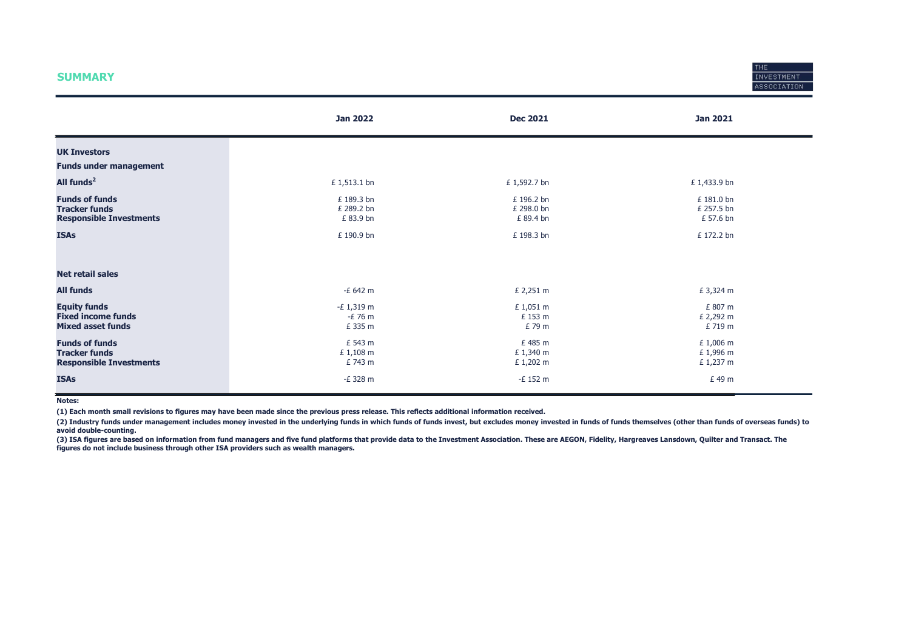## SUMMARY

|  | Jan 2022 | Dec 2021 | Jan 2021 |
|---|---|---|---|
| **UK Investors** | | | |
| **Funds under management** | | | |
| **All funds[2]** | £ 1,513.1 bn | £ 1,592.7 bn | £ 1,433.9 bn |
| **Funds of funds** | £ 189.3 bn | £ 196.2 bn | £ 181.0 bn |
| **Tracker funds** | £ 289.2 bn | £ 298.0 bn | £ 257.5 bn |
| **Responsible Investments** | £ 83.9 bn | £ 89.4 bn | £ 57.6 bn |
| **ISAs** | £ 190.9 bn | £ 198.3 bn | £ 172.2 bn |
| **Net retail sales** | | | |
| **All funds** | -£ 642 m | £ 2,251 m | £ 3,324 m |
| **Equity funds** | -£ 1,319 m | £ 1,051 m | £ 807 m |
| **Fixed income funds** | -£ 76 m | £ 153 m | £ 2,292 m |
| **Mixed asset funds** | £ 335 m | £ 79 m | £ 719 m |
| **Funds of funds** | £ 543 m | £ 485 m | £ 1,006 m |
| **Tracker funds** | £ 1,108 m | £ 1,340 m | £ 1,996 m |
| **Responsible Investments** | £ 743 m | £ 1,202 m | £ 1,237 m |
| **ISAs** | -£ 328 m | -£ 152 m | £ 49 m |

**Notes:**

**(1) Each month small revisions to figures may have been made since the previous press release. This reflects additional information received.**

**(2) Industry funds under management includes money invested in the underlying funds in which funds of funds invest, but excludes money invested in funds of funds themselves (other than funds of overseas funds) to avoid double-counting.**

**(3) ISA figures are based on information from fund managers and five fund platforms that provide data to the Investment Association. These are AEGON, Fidelity, Hargreaves Lansdown, Quilter and Transact. The figures do not include business through other ISA providers such as wealth managers.**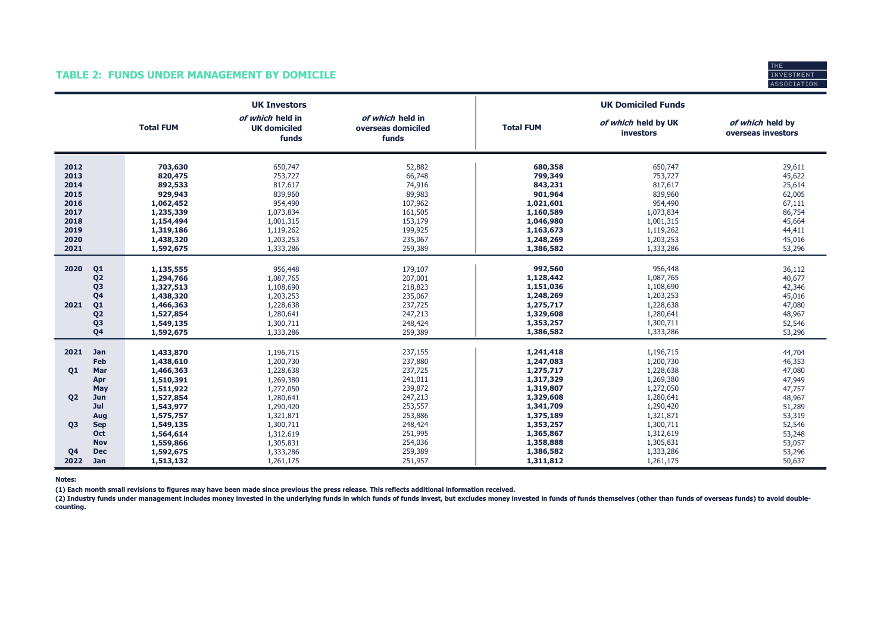## TABLE 2: FUNDS UNDER MANAGEMENT BY DOMICILE

| | | UK Investors | | | UK Domiciled Funds | | |
|---|---|---|---|---|---|---|---|
| | | **Total FUM** | *of which* held in UK domiciled funds | *of which* held in overseas domiciled funds | **Total FUM** | *of which* held by UK investors | *of which* held by overseas investors |
| **2012** | | **703,630** | 650,747 | 52,882 | **680,358** | 650,747 | 29,611 |
| **2013** | | **820,475** | 753,727 | 66,748 | **799,349** | 753,727 | 45,622 |
| **2014** | | **892,533** | 817,617 | 74,916 | **843,231** | 817,617 | 25,614 |
| **2015** | | **929,943** | 839,960 | 89,983 | **901,964** | 839,960 | 62,005 |
| **2016** | | **1,062,452** | 954,490 | 107,962 | **1,021,601** | 954,490 | 67,111 |
| **2017** | | **1,235,339** | 1,073,834 | 161,505 | **1,160,589** | 1,073,834 | 86,754 |
| **2018** | | **1,154,494** | 1,001,315 | 153,179 | **1,046,980** | 1,001,315 | 45,664 |
| **2019** | | **1,319,186** | 1,119,262 | 199,925 | **1,163,673** | 1,119,262 | 44,411 |
| **2020** | | **1,438,320** | 1,203,253 | 235,067 | **1,248,269** | 1,203,253 | 45,016 |
| **2021** | | **1,592,675** | 1,333,286 | 259,389 | **1,386,582** | 1,333,286 | 53,296 |
| **2020** | **Q1** | **1,135,555** | 956,448 | 179,107 | **992,560** | 956,448 | 36,112 |
| | **Q2** | **1,294,766** | 1,087,765 | 207,001 | **1,128,442** | 1,087,765 | 40,677 |
| | **Q3** | **1,327,513** | 1,108,690 | 218,823 | **1,151,036** | 1,108,690 | 42,346 |
| | **Q4** | **1,438,320** | 1,203,253 | 235,067 | **1,248,269** | 1,203,253 | 45,016 |
| **2021** | **Q1** | **1,466,363** | 1,228,638 | 237,725 | **1,275,717** | 1,228,638 | 47,080 |
| | **Q2** | **1,527,854** | 1,280,641 | 247,213 | **1,329,608** | 1,280,641 | 48,967 |
| | **Q3** | **1,549,135** | 1,300,711 | 248,424 | **1,353,257** | 1,300,711 | 52,546 |
| | **Q4** | **1,592,675** | 1,333,286 | 259,389 | **1,386,582** | 1,333,286 | 53,296 |
| **2021** | **Jan** | **1,433,870** | 1,196,715 | 237,155 | **1,241,418** | 1,196,715 | 44,704 |
| | **Feb** | **1,438,610** | 1,200,730 | 237,880 | **1,247,083** | 1,200,730 | 46,353 |
| **Q1** | **Mar** | **1,466,363** | 1,228,638 | 237,725 | **1,275,717** | 1,228,638 | 47,080 |
| | **Apr** | **1,510,391** | 1,269,380 | 241,011 | **1,317,329** | 1,269,380 | 47,949 |
| | **May** | **1,511,922** | 1,272,050 | 239,872 | **1,319,807** | 1,272,050 | 47,757 |
| **Q2** | **Jun** | **1,527,854** | 1,280,641 | 247,213 | **1,329,608** | 1,280,641 | 48,967 |
| | **Jul** | **1,543,977** | 1,290,420 | 253,557 | **1,341,709** | 1,290,420 | 51,289 |
| | **Aug** | **1,575,757** | 1,321,871 | 253,886 | **1,375,189** | 1,321,871 | 53,319 |
| **Q3** | **Sep** | **1,549,135** | 1,300,711 | 248,424 | **1,353,257** | 1,300,711 | 52,546 |
| | **Oct** | **1,564,614** | 1,312,619 | 251,995 | **1,365,867** | 1,312,619 | 53,248 |
| | **Nov** | **1,559,866** | 1,305,831 | 254,036 | **1,358,888** | 1,305,831 | 53,057 |
| **Q4** | **Dec** | **1,592,675** | 1,333,286 | 259,389 | **1,386,582** | 1,333,286 | 53,296 |
| **2022** | **Jan** | **1,513,132** | 1,261,175 | 251,957 | **1,311,812** | 1,261,175 | 50,637 |

**Notes:**

**(1) Each month small revisions to figures may have been made since previous the press release. This reflects additional information received.**

**(2) Industry funds under management includes money invested in the underlying funds in which funds of funds invest, but excludes money invested in funds of funds themselves (other than funds of overseas funds) to avoid double-counting.**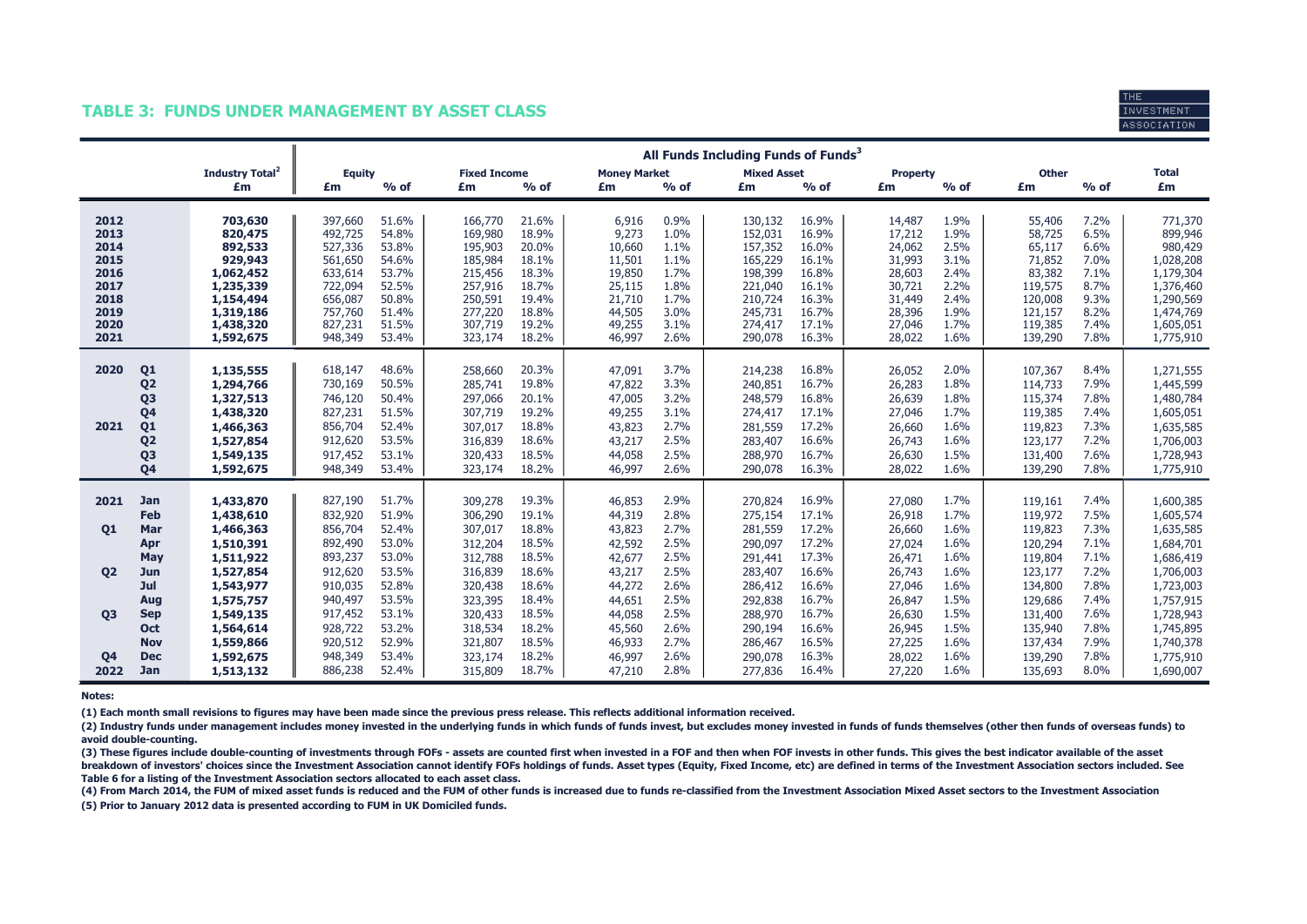## TABLE 3: FUNDS UNDER MANAGEMENT BY ASSET CLASS

| | | Industry Total[2] | All Funds Including Funds of Funds[3] | | | | | | | | | | | | | |
|---|---|---|---|---|---|---|---|---|---|---|---|---|---|---|---|---|
| | | | Equity | | Fixed Income | | Money Market | | Mixed Asset | | Property | | Other | | Total |
| | | £m | £m | % of | £m | % of | £m | % of | £m | % of | £m | % of | £m | % of | £m |
| 2012 | | 703,630 | 397,660 | 51.6% | 166,770 | 21.6% | 6,916 | 0.9% | 130,132 | 16.9% | 14,487 | 1.9% | 55,406 | 7.2% | 771,370 |
| 2013 | | 820,475 | 492,725 | 54.8% | 169,980 | 18.9% | 9,273 | 1.0% | 152,031 | 16.9% | 17,212 | 1.9% | 58,725 | 6.5% | 899,946 |
| 2014 | | 892,533 | 527,336 | 53.8% | 195,903 | 20.0% | 10,660 | 1.1% | 157,352 | 16.0% | 24,062 | 2.5% | 65,117 | 6.6% | 980,429 |
| 2015 | | 929,943 | 561,650 | 54.6% | 185,984 | 18.1% | 11,501 | 1.1% | 165,229 | 16.1% | 31,993 | 3.1% | 71,852 | 7.0% | 1,028,208 |
| 2016 | | 1,062,452 | 633,614 | 53.7% | 215,456 | 18.3% | 19,850 | 1.7% | 198,399 | 16.8% | 28,603 | 2.4% | 83,382 | 7.1% | 1,179,304 |
| 2017 | | 1,235,339 | 722,094 | 52.5% | 257,916 | 18.7% | 25,115 | 1.8% | 221,040 | 16.1% | 30,721 | 2.2% | 119,575 | 8.7% | 1,376,460 |
| 2018 | | 1,154,494 | 656,087 | 50.8% | 250,591 | 19.4% | 21,710 | 1.7% | 210,724 | 16.3% | 31,449 | 2.4% | 120,008 | 9.3% | 1,290,569 |
| 2019 | | 1,319,186 | 757,760 | 51.4% | 277,220 | 18.8% | 44,505 | 3.0% | 245,731 | 16.7% | 28,396 | 1.9% | 121,157 | 8.2% | 1,474,769 |
| 2020 | | 1,438,320 | 827,231 | 51.5% | 307,719 | 19.2% | 49,255 | 3.1% | 274,417 | 17.1% | 27,046 | 1.7% | 119,385 | 7.4% | 1,605,051 |
| 2021 | | 1,592,675 | 948,349 | 53.4% | 323,174 | 18.2% | 46,997 | 2.6% | 290,078 | 16.3% | 28,022 | 1.6% | 139,290 | 7.8% | 1,775,910 |
| 2020 | Q1 | 1,135,555 | 618,147 | 48.6% | 258,660 | 20.3% | 47,091 | 3.7% | 214,238 | 16.8% | 26,052 | 2.0% | 107,367 | 8.4% | 1,271,555 |
| | Q2 | 1,294,766 | 730,169 | 50.5% | 285,741 | 19.8% | 47,822 | 3.3% | 240,851 | 16.7% | 26,283 | 1.8% | 114,733 | 7.9% | 1,445,599 |
| | Q3 | 1,327,513 | 746,120 | 50.4% | 297,066 | 20.1% | 47,005 | 3.2% | 248,579 | 16.8% | 26,639 | 1.8% | 115,374 | 7.8% | 1,480,784 |
| | Q4 | 1,438,320 | 827,231 | 51.5% | 307,719 | 19.2% | 49,255 | 3.1% | 274,417 | 17.1% | 27,046 | 1.7% | 119,385 | 7.4% | 1,605,051 |
| 2021 | Q1 | 1,466,363 | 856,704 | 52.4% | 307,017 | 18.8% | 43,823 | 2.7% | 281,559 | 17.2% | 26,660 | 1.6% | 119,823 | 7.3% | 1,635,585 |
| | Q2 | 1,527,854 | 912,620 | 53.5% | 316,839 | 18.6% | 43,217 | 2.5% | 283,407 | 16.6% | 26,743 | 1.6% | 123,177 | 7.2% | 1,706,003 |
| | Q3 | 1,549,135 | 917,452 | 53.1% | 320,433 | 18.5% | 44,058 | 2.5% | 288,970 | 16.7% | 26,630 | 1.5% | 131,400 | 7.6% | 1,728,943 |
| | Q4 | 1,592,675 | 948,349 | 53.4% | 323,174 | 18.2% | 46,997 | 2.6% | 290,078 | 16.3% | 28,022 | 1.6% | 139,290 | 7.8% | 1,775,910 |
| 2021 | Jan | 1,433,870 | 827,190 | 51.7% | 309,278 | 19.3% | 46,853 | 2.9% | 270,824 | 16.9% | 27,080 | 1.7% | 119,161 | 7.4% | 1,600,385 |
| | Feb | 1,438,610 | 832,920 | 51.9% | 306,290 | 19.1% | 44,319 | 2.8% | 275,154 | 17.1% | 26,918 | 1.7% | 119,972 | 7.5% | 1,605,574 |
| Q1 | Mar | 1,466,363 | 856,704 | 52.4% | 307,017 | 18.8% | 43,823 | 2.7% | 281,559 | 17.2% | 26,660 | 1.6% | 119,823 | 7.3% | 1,635,585 |
| | Apr | 1,510,391 | 892,490 | 53.0% | 312,204 | 18.5% | 42,592 | 2.5% | 290,097 | 17.2% | 27,024 | 1.6% | 120,294 | 7.1% | 1,684,701 |
| | May | 1,511,922 | 893,237 | 53.0% | 312,788 | 18.5% | 42,677 | 2.5% | 291,441 | 17.3% | 26,471 | 1.6% | 119,804 | 7.1% | 1,686,419 |
| Q2 | Jun | 1,527,854 | 912,620 | 53.5% | 316,839 | 18.6% | 43,217 | 2.5% | 283,407 | 16.6% | 26,743 | 1.6% | 123,177 | 7.2% | 1,706,003 |
| | Jul | 1,543,977 | 910,035 | 52.8% | 320,438 | 18.6% | 44,272 | 2.6% | 286,412 | 16.6% | 27,046 | 1.6% | 134,800 | 7.8% | 1,723,003 |
| | Aug | 1,575,757 | 940,497 | 53.5% | 323,395 | 18.4% | 44,651 | 2.5% | 292,838 | 16.7% | 26,847 | 1.5% | 129,686 | 7.4% | 1,757,915 |
| Q3 | Sep | 1,549,135 | 917,452 | 53.1% | 320,433 | 18.5% | 44,058 | 2.5% | 288,970 | 16.7% | 26,630 | 1.5% | 131,400 | 7.6% | 1,728,943 |
| | Oct | 1,564,614 | 928,722 | 53.2% | 318,534 | 18.2% | 45,560 | 2.6% | 290,194 | 16.6% | 26,945 | 1.5% | 135,940 | 7.8% | 1,745,895 |
| | Nov | 1,559,866 | 920,512 | 52.9% | 321,807 | 18.5% | 46,933 | 2.7% | 286,467 | 16.5% | 27,225 | 1.6% | 137,434 | 7.9% | 1,740,378 |
| Q4 | Dec | 1,592,675 | 948,349 | 53.4% | 323,174 | 18.2% | 46,997 | 2.6% | 290,078 | 16.3% | 28,022 | 1.6% | 139,290 | 7.8% | 1,775,910 |
| 2022 | Jan | 1,513,132 | 886,238 | 52.4% | 315,809 | 18.7% | 47,210 | 2.8% | 277,836 | 16.4% | 27,220 | 1.6% | 135,693 | 8.0% | 1,690,007 |

**Notes:**

**(1) Each month small revisions to figures may have been made since the previous press release. This reflects additional information received.**

**(2) Industry funds under management includes money invested in the underlying funds in which funds of funds invest, but excludes money invested in funds of funds themselves (other then funds of overseas funds) to avoid double-counting.**

**(3) These figures include double-counting of investments through FOFs - assets are counted first when invested in a FOF and then when FOF invests in other funds. This gives the best indicator available of the asset breakdown of investors' choices since the Investment Association cannot identify FOFs holdings of funds. Asset types (Equity, Fixed Income, etc) are defined in terms of the Investment Association sectors included. See Table 6 for a listing of the Investment Association sectors allocated to each asset class.**

**(4) From March 2014, the FUM of mixed asset funds is reduced and the FUM of other funds is increased due to funds re-classified from the Investment Association Mixed Asset sectors to the Investment Association**

**(5) Prior to January 2012 data is presented according to FUM in UK Domiciled funds.**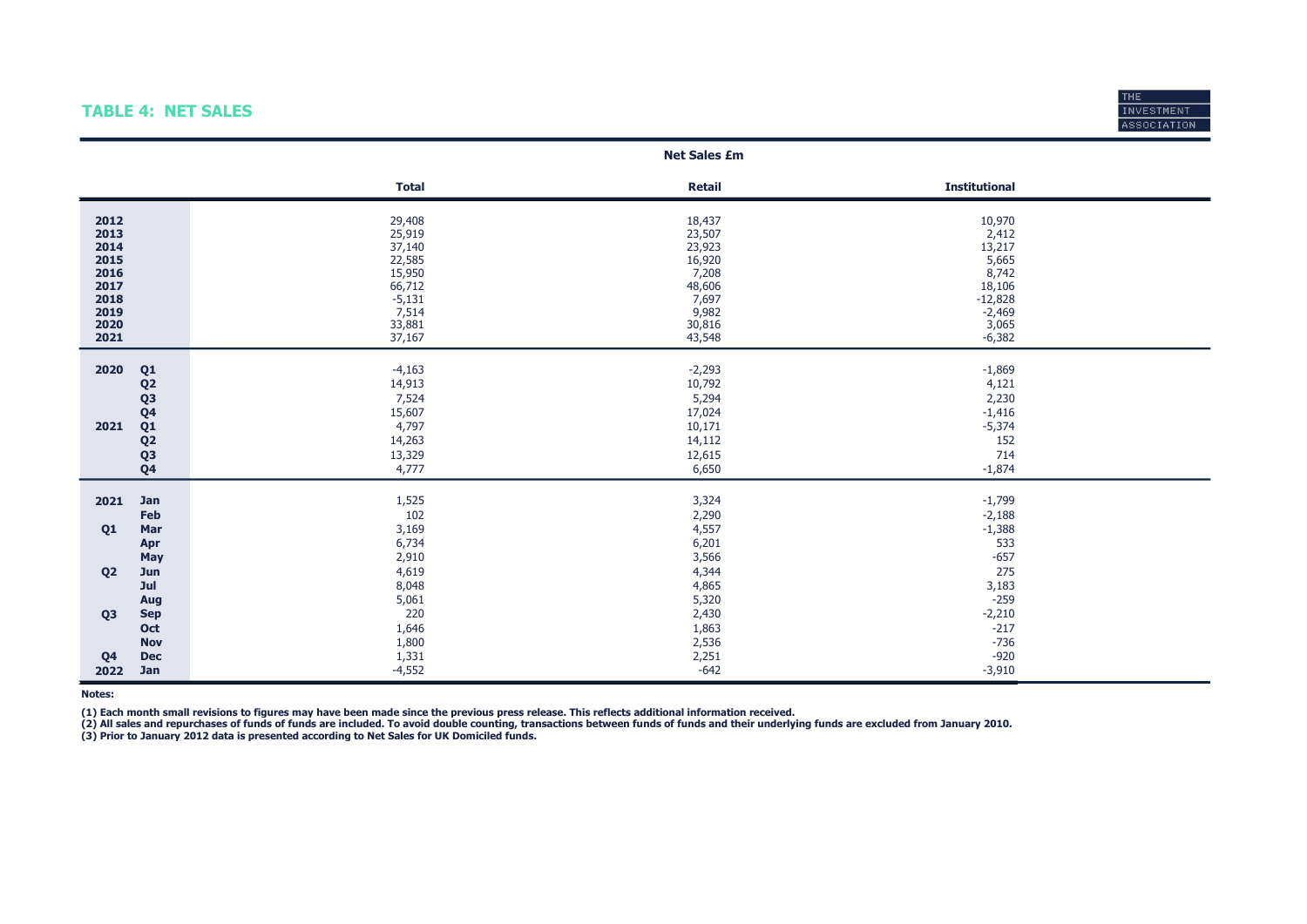## TABLE 4: NET SALES

| | | Net Sales £m | | |
|---|---|---|---|---|
| | | **Total** | **Retail** | **Institutional** |
| **2012** | | 29,408 | 18,437 | 10,970 |
| **2013** | | 25,919 | 23,507 | 2,412 |
| **2014** | | 37,140 | 23,923 | 13,217 |
| **2015** | | 22,585 | 16,920 | 5,665 |
| **2016** | | 15,950 | 7,208 | 8,742 |
| **2017** | | 66,712 | 48,606 | 18,106 |
| **2018** | | -5,131 | 7,697 | -12,828 |
| **2019** | | 7,514 | 9,982 | -2,469 |
| **2020** | | 33,881 | 30,816 | 3,065 |
| **2021** | | 37,167 | 43,548 | -6,382 |
| **2020** | **Q1** | -4,163 | -2,293 | -1,869 |
| | **Q2** | 14,913 | 10,792 | 4,121 |
| | **Q3** | 7,524 | 5,294 | 2,230 |
| | **Q4** | 15,607 | 17,024 | -1,416 |
| **2021** | **Q1** | 4,797 | 10,171 | -5,374 |
| | **Q2** | 14,263 | 14,112 | 152 |
| | **Q3** | 13,329 | 12,615 | 714 |
| | **Q4** | 4,777 | 6,650 | -1,874 |
| **2021** | **Jan** | 1,525 | 3,324 | -1,799 |
| | **Feb** | 102 | 2,290 | -2,188 |
| **Q1** | **Mar** | 3,169 | 4,557 | -1,388 |
| | **Apr** | 6,734 | 6,201 | 533 |
| | **May** | 2,910 | 3,566 | -657 |
| **Q2** | **Jun** | 4,619 | 4,344 | 275 |
| | **Jul** | 8,048 | 4,865 | 3,183 |
| | **Aug** | 5,061 | 5,320 | -259 |
| **Q3** | **Sep** | 220 | 2,430 | -2,210 |
| | **Oct** | 1,646 | 1,863 | -217 |
| | **Nov** | 1,800 | 2,536 | -736 |
| **Q4** | **Dec** | 1,331 | 2,251 | -920 |
| **2022** | **Jan** | -4,552 | -642 | -3,910 |

**Notes:**

**(1) Each month small revisions to figures may have been made since the previous press release. This reflects additional information received.**
**(2) All sales and repurchases of funds of funds are included. To avoid double counting, transactions between funds of funds and their underlying funds are excluded from January 2010.**
**(3) Prior to January 2012 data is presented according to Net Sales for UK Domiciled funds.**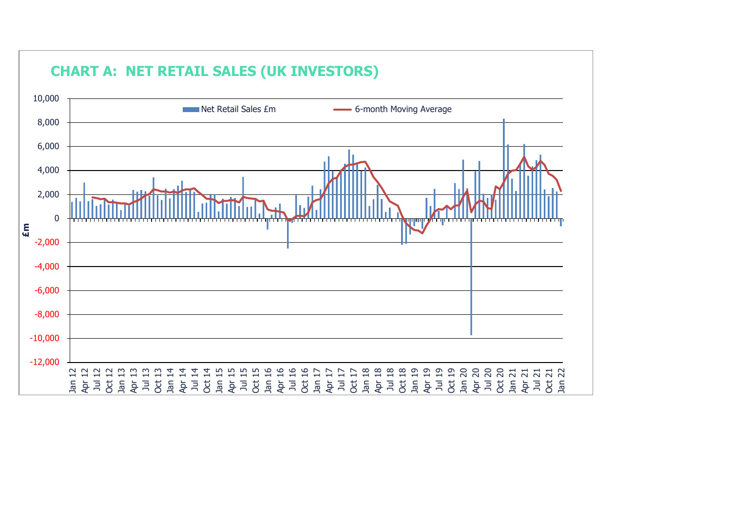## CHART A: NET RETAIL SALES (UK INVESTORS)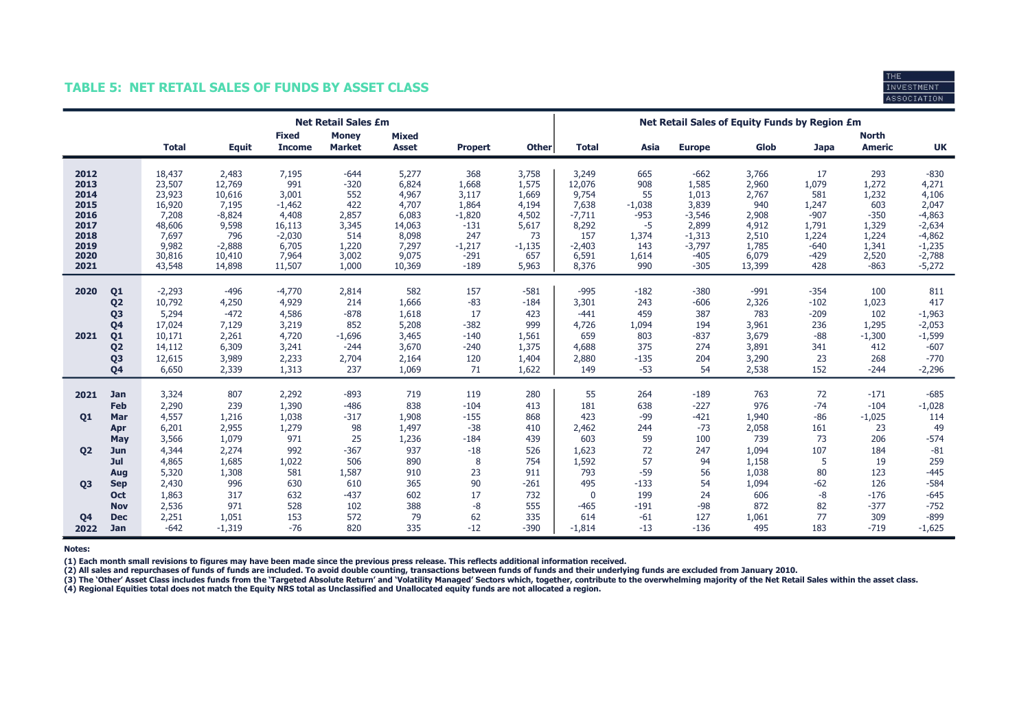## TABLE 5: NET RETAIL SALES OF FUNDS BY ASSET CLASS

| | | Net Retail Sales £m | | | | | | | Net Retail Sales of Equity Funds by Region £m | | | | | | |
|---|---|---|---|---|---|---|---|---|---|---|---|---|---|---|---|
| | | Total | Equit | Fixed Income | Money Market | Mixed Asset | Propert | Other | Total | Asia | Europe | Glob | Japa | North Americ | UK |
| **2012** | | 18,437 | 2,483 | 7,195 | -644 | 5,277 | 368 | 3,758 | 3,249 | 665 | -662 | 3,766 | 17 | 293 | -830 |
| **2013** | | 23,507 | 12,769 | 991 | -320 | 6,824 | 1,668 | 1,575 | 12,076 | 908 | 1,585 | 2,960 | 1,079 | 1,272 | 4,271 |
| **2014** | | 23,923 | 10,616 | 3,001 | 552 | 4,967 | 3,117 | 1,669 | 9,754 | 55 | 1,013 | 2,767 | 581 | 1,232 | 4,106 |
| **2015** | | 16,920 | 7,195 | -1,462 | 422 | 4,707 | 1,864 | 4,194 | 7,638 | -1,038 | 3,839 | 940 | 1,247 | 603 | 2,047 |
| **2016** | | 7,208 | -8,824 | 4,408 | 2,857 | 6,083 | -1,820 | 4,502 | -7,711 | -953 | -3,546 | 2,908 | -907 | -350 | -4,863 |
| **2017** | | 48,606 | 9,598 | 16,113 | 3,345 | 14,063 | -131 | 5,617 | 8,292 | -5 | 2,899 | 4,912 | 1,791 | 1,329 | -2,634 |
| **2018** | | 7,697 | 796 | -2,030 | 514 | 8,098 | 247 | 73 | 157 | 1,374 | -1,313 | 2,510 | 1,224 | 1,224 | -4,862 |
| **2019** | | 9,982 | -2,888 | 6,705 | 1,220 | 7,297 | -1,217 | -1,135 | -2,403 | 143 | -3,797 | 1,785 | -640 | 1,341 | -1,235 |
| **2020** | | 30,816 | 10,410 | 7,964 | 3,002 | 9,075 | -291 | 657 | 6,591 | 1,614 | -405 | 6,079 | -429 | 2,520 | -2,788 |
| **2021** | | 43,548 | 14,898 | 11,507 | 1,000 | 10,369 | -189 | 5,963 | 8,376 | 990 | -305 | 13,399 | 428 | -863 | -5,272 |
| **2020** | **Q1** | -2,293 | -496 | -4,770 | 2,814 | 582 | 157 | -581 | -995 | -182 | -380 | -991 | -354 | 100 | 811 |
| | **Q2** | 10,792 | 4,250 | 4,929 | 214 | 1,666 | -83 | -184 | 3,301 | 243 | -606 | 2,326 | -102 | 1,023 | 417 |
| | **Q3** | 5,294 | -472 | 4,586 | -878 | 1,618 | 17 | 423 | -441 | 459 | 387 | 783 | -209 | 102 | -1,963 |
| | **Q4** | 17,024 | 7,129 | 3,219 | 852 | 5,208 | -382 | 999 | 4,726 | 1,094 | 194 | 3,961 | 236 | 1,295 | -2,053 |
| **2021** | **Q1** | 10,171 | 2,261 | 4,720 | -1,696 | 3,465 | -140 | 1,561 | 659 | 803 | -837 | 3,679 | -88 | -1,300 | -1,599 |
| | **Q2** | 14,112 | 6,309 | 3,241 | -244 | 3,670 | -240 | 1,375 | 4,688 | 375 | 274 | 3,891 | 341 | 412 | -607 |
| | **Q3** | 12,615 | 3,989 | 2,233 | 2,704 | 2,164 | 120 | 1,404 | 2,880 | -135 | 204 | 3,290 | 23 | 268 | -770 |
| | **Q4** | 6,650 | 2,339 | 1,313 | 237 | 1,069 | 71 | 1,622 | 149 | -53 | 54 | 2,538 | 152 | -244 | -2,296 |
| **2021** | **Jan** | 3,324 | 807 | 2,292 | -893 | 719 | 119 | 280 | 55 | 264 | -189 | 763 | 72 | -171 | -685 |
| | **Feb** | 2,290 | 239 | 1,390 | -486 | 838 | -104 | 413 | 181 | 638 | -227 | 976 | -74 | -104 | -1,028 |
| **Q1** | **Mar** | 4,557 | 1,216 | 1,038 | -317 | 1,908 | -155 | 868 | 423 | -99 | -421 | 1,940 | -86 | -1,025 | 114 |
| | **Apr** | 6,201 | 2,955 | 1,279 | 98 | 1,497 | -38 | 410 | 2,462 | 244 | -73 | 2,058 | 161 | 23 | 49 |
| | **May** | 3,566 | 1,079 | 971 | 25 | 1,236 | -184 | 439 | 603 | 59 | 100 | 739 | 73 | 206 | -574 |
| **Q2** | **Jun** | 4,344 | 2,274 | 992 | -367 | 937 | -18 | 526 | 1,623 | 72 | 247 | 1,094 | 107 | 184 | -81 |
| | **Jul** | 4,865 | 1,685 | 1,022 | 506 | 890 | 8 | 754 | 1,592 | 57 | 94 | 1,158 | 5 | 19 | 259 |
| | **Aug** | 5,320 | 1,308 | 581 | 1,587 | 910 | 23 | 911 | 793 | -59 | 56 | 1,038 | 80 | 123 | -445 |
| **Q3** | **Sep** | 2,430 | 996 | 630 | 610 | 365 | 90 | -261 | 495 | -133 | 54 | 1,094 | -62 | 126 | -584 |
| | **Oct** | 1,863 | 317 | 632 | -437 | 602 | 17 | 732 | 0 | 199 | 24 | 606 | -8 | -176 | -645 |
| | **Nov** | 2,536 | 971 | 528 | 102 | 388 | -8 | 555 | -465 | -191 | -98 | 872 | 82 | -377 | -752 |
| **Q4** | **Dec** | 2,251 | 1,051 | 153 | 572 | 79 | 62 | 335 | 614 | -61 | 127 | 1,061 | 77 | 309 | -899 |
| **2022** | **Jan** | -642 | -1,319 | -76 | 820 | 335 | -12 | -390 | -1,814 | -13 | -136 | 495 | 183 | -719 | -1,625 |

**Notes:**

**(1) Each month small revisions to figures may have been made since the previous press release. This reflects additional information received.**
**(2) All sales and repurchases of funds of funds are included. To avoid double counting, transactions between funds of funds and their underlying funds are excluded from January 2010.**
**(3) The 'Other' Asset Class includes funds from the 'Targeted Absolute Return' and 'Volatility Managed' Sectors which, together, contribute to the overwhelming majority of the Net Retail Sales within the asset class.**
**(4) Regional Equities total does not match the Equity NRS total as Unclassified and Unallocated equity funds are not allocated a region.**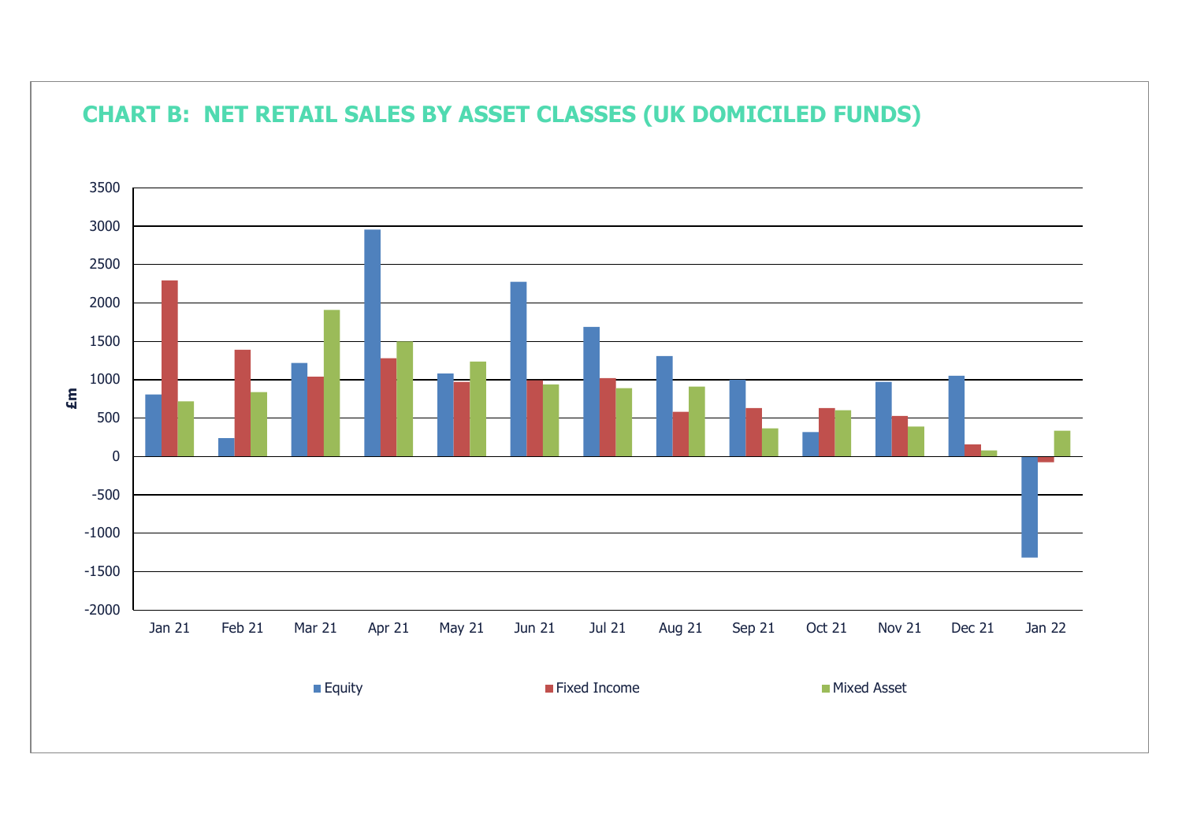## CHART B: NET RETAIL SALES BY ASSET CLASSES (UK DOMICILED FUNDS)

£m

3500
3000
2500
2000
1500
1000
500
0
-500
-1000
-1500
-2000

Jan 21 | Feb 21 | Mar 21 | Apr 21 | May 21 | Jun 21 | Jul 21 | Aug 21 | Sep 21 | Oct 21 | Nov 21 | Dec 21 | Jan 22

Equity | Fixed Income | Mixed Asset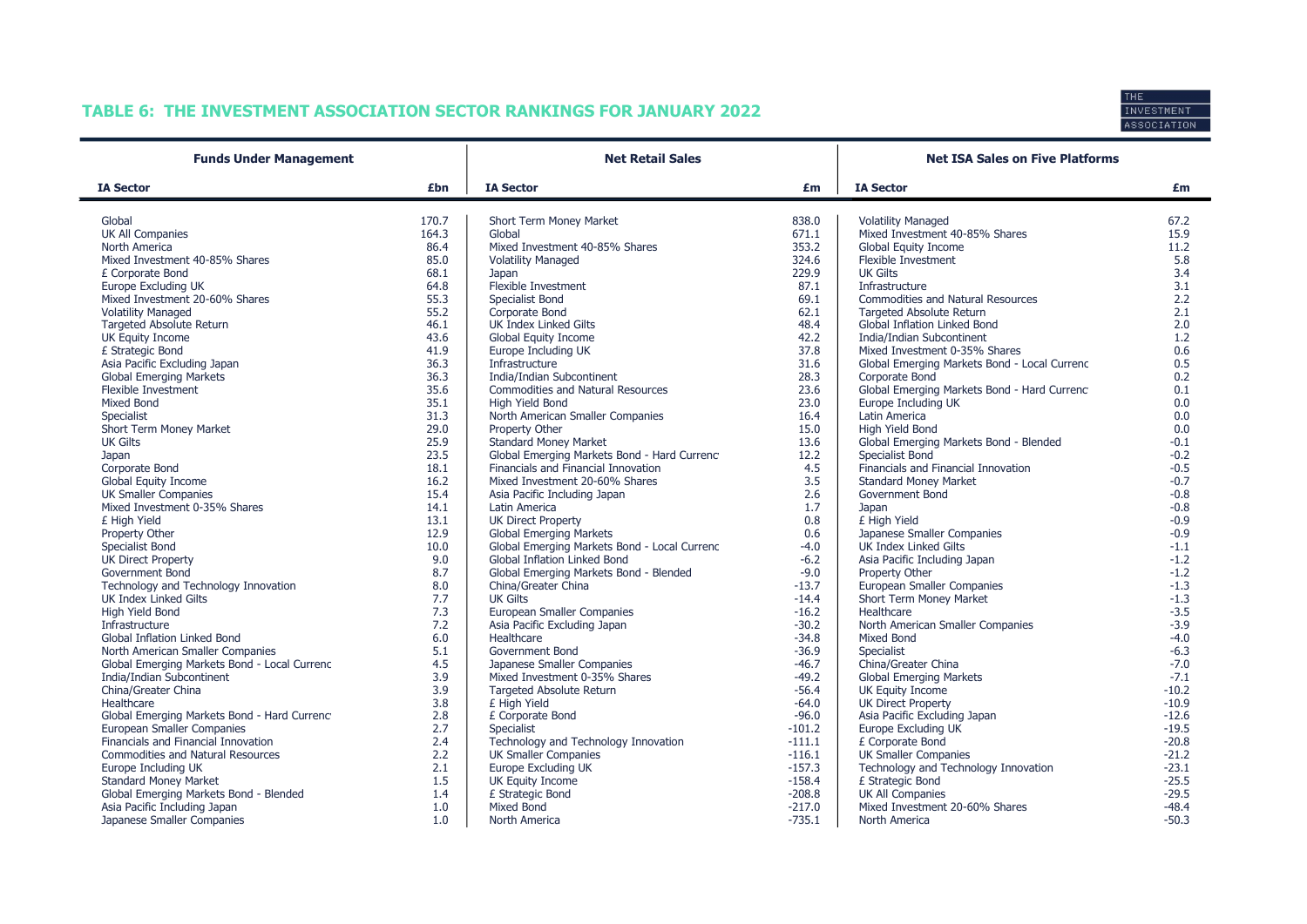## TABLE 6: THE INVESTMENT ASSOCIATION SECTOR RANKINGS FOR JANUARY 2022

| Funds Under Management | | Net Retail Sales | | Net ISA Sales on Five Platforms | |
|---|---|---|---|---|---|
| **IA Sector** | **£bn** | **IA Sector** | **£m** | **IA Sector** | **£m** |
| Global | 170.7 | Short Term Money Market | 838.0 | Volatility Managed | 67.2 |
| UK All Companies | 164.3 | Global | 671.1 | Mixed Investment 40-85% Shares | 15.9 |
| North America | 86.4 | Mixed Investment 40-85% Shares | 353.2 | Global Equity Income | 11.2 |
| Mixed Investment 40-85% Shares | 85.0 | Volatility Managed | 324.6 | Flexible Investment | 5.8 |
| £ Corporate Bond | 68.1 | Japan | 229.9 | UK Gilts | 3.4 |
| Europe Excluding UK | 64.8 | Flexible Investment | 87.1 | Infrastructure | 3.1 |
| Mixed Investment 20-60% Shares | 55.3 | Specialist Bond | 69.1 | Commodities and Natural Resources | 2.2 |
| Volatility Managed | 55.2 | Corporate Bond | 62.1 | Targeted Absolute Return | 2.1 |
| Targeted Absolute Return | 46.1 | UK Index Linked Gilts | 48.4 | Global Inflation Linked Bond | 2.0 |
| UK Equity Income | 43.6 | Global Equity Income | 42.2 | India/Indian Subcontinent | 1.2 |
| £ Strategic Bond | 41.9 | Europe Including UK | 37.8 | Mixed Investment 0-35% Shares | 0.6 |
| Asia Pacific Excluding Japan | 36.3 | Infrastructure | 31.6 | Global Emerging Markets Bond - Local Currenc | 0.5 |
| Global Emerging Markets | 36.3 | India/Indian Subcontinent | 28.3 | Corporate Bond | 0.2 |
| Flexible Investment | 35.6 | Commodities and Natural Resources | 23.6 | Global Emerging Markets Bond - Hard Currenc | 0.1 |
| Mixed Bond | 35.1 | High Yield Bond | 23.0 | Europe Including UK | 0.0 |
| Specialist | 31.3 | North American Smaller Companies | 16.4 | Latin America | 0.0 |
| Short Term Money Market | 29.0 | Property Other | 15.0 | High Yield Bond | 0.0 |
| UK Gilts | 25.9 | Standard Money Market | 13.6 | Global Emerging Markets Bond - Blended | -0.1 |
| Japan | 23.5 | Global Emerging Markets Bond - Hard Currenc | 12.2 | Specialist Bond | -0.2 |
| Corporate Bond | 18.1 | Financials and Financial Innovation | 4.5 | Financials and Financial Innovation | -0.5 |
| Global Equity Income | 16.2 | Mixed Investment 20-60% Shares | 3.5 | Standard Money Market | -0.7 |
| UK Smaller Companies | 15.4 | Asia Pacific Including Japan | 2.6 | Government Bond | -0.8 |
| Mixed Investment 0-35% Shares | 14.1 | Latin America | 1.7 | Japan | -0.8 |
| £ High Yield | 13.1 | UK Direct Property | 0.8 | £ High Yield | -0.9 |
| Property Other | 12.9 | Global Emerging Markets | 0.6 | Japanese Smaller Companies | -0.9 |
| Specialist Bond | 10.0 | Global Emerging Markets Bond - Local Currenc | -4.0 | UK Index Linked Gilts | -1.1 |
| UK Direct Property | 9.0 | Global Inflation Linked Bond | -6.2 | Asia Pacific Including Japan | -1.2 |
| Government Bond | 8.7 | Global Emerging Markets Bond - Blended | -9.0 | Property Other | -1.2 |
| Technology and Technology Innovation | 8.0 | China/Greater China | -13.7 | European Smaller Companies | -1.3 |
| UK Index Linked Gilts | 7.7 | UK Gilts | -14.4 | Short Term Money Market | -1.3 |
| High Yield Bond | 7.3 | European Smaller Companies | -16.2 | Healthcare | -3.5 |
| Infrastructure | 7.2 | Asia Pacific Excluding Japan | -30.2 | North American Smaller Companies | -3.9 |
| Global Inflation Linked Bond | 6.0 | Healthcare | -34.8 | Mixed Bond | -4.0 |
| North American Smaller Companies | 5.1 | Government Bond | -36.9 | Specialist | -6.3 |
| Global Emerging Markets Bond - Local Currenc | 4.5 | Japanese Smaller Companies | -46.7 | China/Greater China | -7.0 |
| India/Indian Subcontinent | 3.9 | Mixed Investment 0-35% Shares | -49.2 | Global Emerging Markets | -7.1 |
| China/Greater China | 3.9 | Targeted Absolute Return | -56.4 | UK Equity Income | -10.2 |
| Healthcare | 3.8 | £ High Yield | -64.0 | UK Direct Property | -10.9 |
| Global Emerging Markets Bond - Hard Currenc | 2.8 | £ Corporate Bond | -96.0 | Asia Pacific Excluding Japan | -12.6 |
| European Smaller Companies | 2.7 | Specialist | -101.2 | Europe Excluding UK | -19.5 |
| Financials and Financial Innovation | 2.4 | Technology and Technology Innovation | -111.1 | £ Corporate Bond | -20.8 |
| Commodities and Natural Resources | 2.2 | UK Smaller Companies | -116.1 | UK Smaller Companies | -21.2 |
| Europe Including UK | 2.1 | Europe Excluding UK | -157.3 | Technology and Technology Innovation | -23.1 |
| Standard Money Market | 1.5 | UK Equity Income | -158.4 | £ Strategic Bond | -25.5 |
| Global Emerging Markets Bond - Blended | 1.4 | £ Strategic Bond | -208.8 | UK All Companies | -29.5 |
| Asia Pacific Including Japan | 1.0 | Mixed Bond | -217.0 | Mixed Investment 20-60% Shares | -48.4 |
| Japanese Smaller Companies | 1.0 | North America | -735.1 | North America | -50.3 |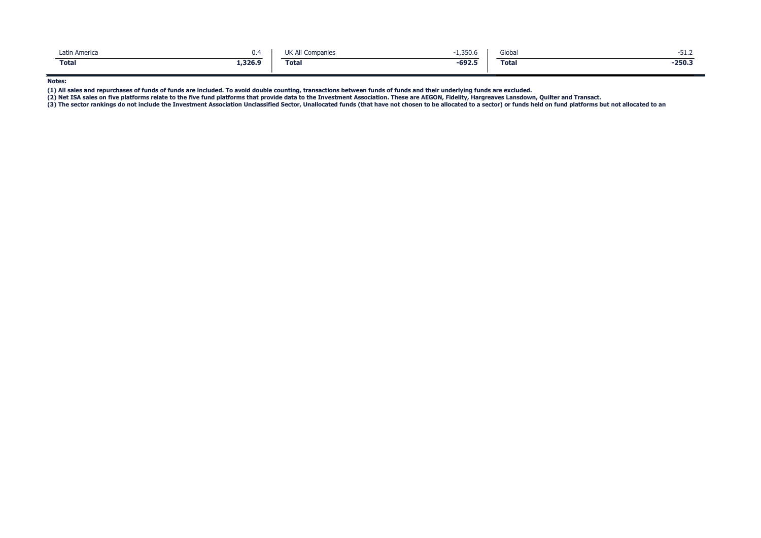| | | | | | |
|---|---|---|---|---|---|
| Latin America | 0.4 | UK All Companies | -1,350.6 | Global | -51.2 |
| **Total** | **1,326.9** | **Total** | **-692.5** | **Total** | **-250.3** |

**Notes:**

**(1) All sales and repurchases of funds of funds are included. To avoid double counting, transactions between funds of funds and their underlying funds are excluded.**

**(2) Net ISA sales on five platforms relate to the five fund platforms that provide data to the Investment Association. These are AEGON, Fidelity, Hargreaves Lansdown, Quilter and Transact.**

**(3) The sector rankings do not include the Investment Association Unclassified Sector, Unallocated funds (that have not chosen to be allocated to a sector) or funds held on fund platforms but not allocated to an**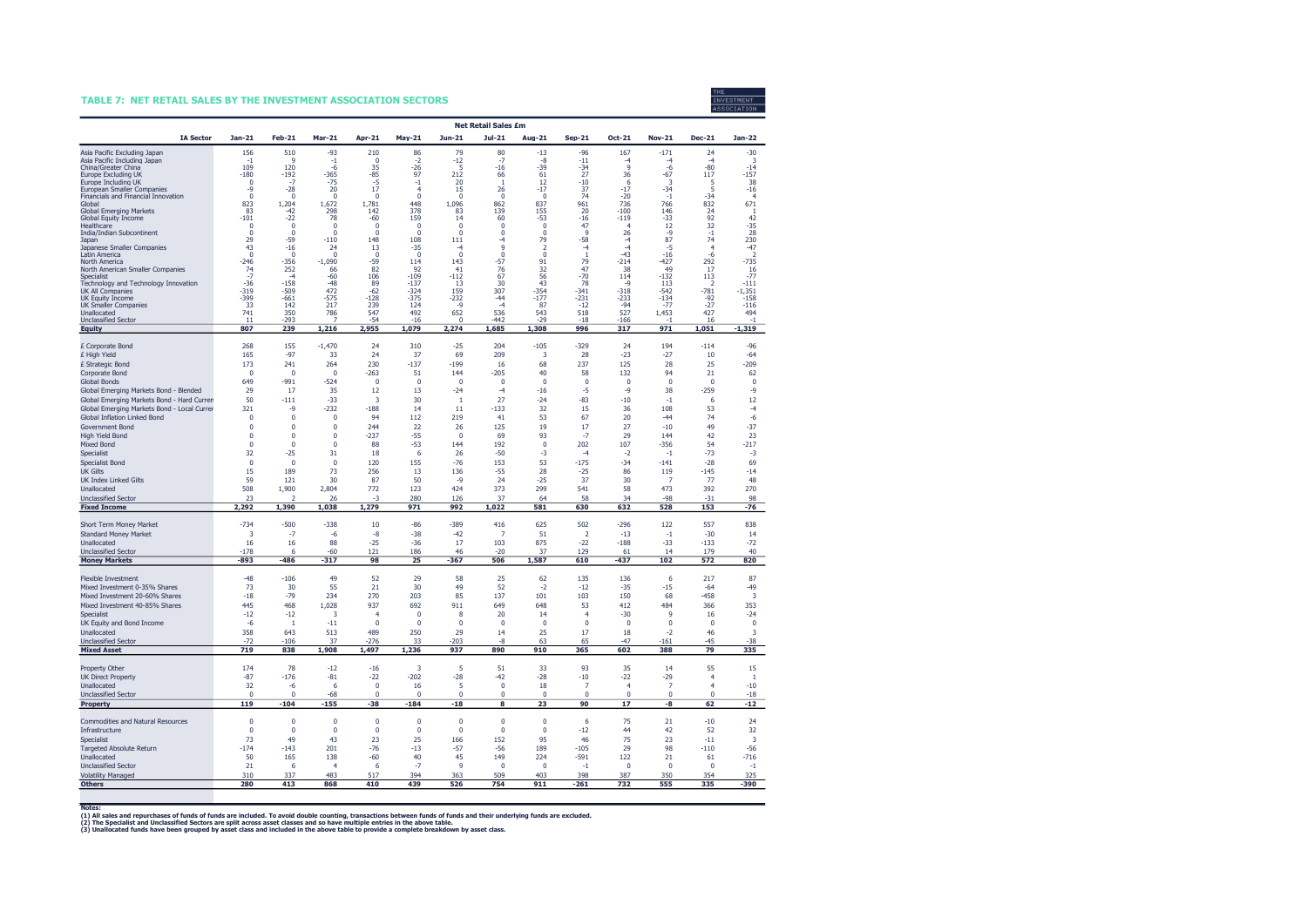## TABLE 7: NET RETAIL SALES BY THE INVESTMENT ASSOCIATION SECTORS

| IA Sector | Jan-21 | Feb-21 | Mar-21 | Apr-21 | May-21 | Jun-21 | Jul-21 | Aug-21 | Sep-21 | Oct-21 | Nov-21 | Dec-21 | Jan-22 |
|---|---|---|---|---|---|---|---|---|---|---|---|---|---|
| | **Net Retail Sales £m** | | | | | | | | | | | | |
| Asia Pacific Excluding Japan | 156 | 510 | -93 | 210 | 86 | 79 | 80 | -13 | -96 | 167 | -171 | 24 | -30 |
| Asia Pacific Including Japan | -1 | 9 | -1 | 0 | -2 | -12 | -7 | -8 | -11 | -4 | -4 | -4 | 3 |
| China/Greater China | 109 | 120 | -6 | 35 | -26 | 5 | -16 | -39 | -34 | 9 | -6 | -80 | -14 |
| Europe Excluding UK | -180 | -192 | -365 | -85 | 97 | 212 | 66 | 61 | 27 | 36 | -67 | 117 | -157 |
| Europe Including UK | 0 | -7 | -75 | -5 | -1 | 20 | 1 | 12 | -10 | 6 | 3 | 5 | 38 |
| European Smaller Companies | -9 | -28 | 20 | 17 | 4 | 15 | 26 | -17 | 37 | -17 | -34 | 5 | -16 |
| Financials and Financial Innovation | 0 | 0 | 0 | 0 | 0 | 0 | 0 | 0 | 74 | -20 | -1 | -34 | 4 |
| Global | 823 | 1,204 | 1,672 | 1,781 | 448 | 1,096 | 862 | 837 | 961 | 736 | 766 | 832 | 671 |
| Global Emerging Markets | 83 | -42 | 298 | 142 | 378 | 83 | 139 | 155 | 20 | -100 | 146 | 24 | 1 |
| Global Equity Income | -101 | -22 | 78 | -60 | 159 | 14 | 60 | -53 | -16 | -119 | -33 | 92 | 42 |
| Healthcare | 0 | 0 | 0 | 0 | 0 | 0 | 0 | 0 | 47 | 4 | 12 | 32 | -35 |
| India/Indian Subcontinent | 0 | 0 | 0 | 0 | 0 | 0 | 0 | 0 | 9 | 26 | -9 | -1 | 28 |
| Japan | 29 | -59 | -110 | 148 | 108 | 111 | -4 | 79 | -58 | -4 | 87 | 74 | 230 |
| Japanese Smaller Companies | 43 | -16 | 24 | 13 | -35 | -4 | 9 | 2 | -4 | -4 | -5 | 4 | -47 |
| Latin America | 0 | 0 | 0 | 0 | 0 | 0 | 0 | 0 | 1 | -43 | -16 | -6 | 2 |
| North America | -246 | -356 | -1,090 | -59 | 114 | 143 | -57 | 91 | 79 | -214 | -427 | 292 | -735 |
| North American Smaller Companies | 74 | 252 | 66 | 82 | 92 | 41 | 76 | 32 | 47 | 38 | 49 | 17 | 16 |
| Specialist | -7 | -4 | -60 | 106 | -109 | -112 | 67 | 56 | -70 | 114 | -132 | 113 | -77 |
| Technology and Technology Innovation | -36 | -158 | -48 | 89 | -137 | 13 | 30 | 43 | 78 | -9 | 113 | 2 | -111 |
| UK All Companies | -319 | -509 | 472 | -62 | -324 | 159 | 307 | -354 | -341 | -318 | -542 | -781 | -1,351 |
| UK Equity Income | -399 | -661 | -575 | -128 | -375 | -232 | -44 | -177 | -231 | -233 | -134 | -92 | -158 |
| UK Smaller Companies | 33 | 142 | 217 | 239 | 124 | -9 | -4 | 87 | -12 | -94 | -77 | -27 | -116 |
| Unallocated | 741 | 350 | 786 | 547 | 492 | 652 | 536 | 543 | 518 | 527 | 1,453 | 427 | 494 |
| Unclassified Sector | 11 | -293 | 7 | -54 | -16 | 0 | -442 | -29 | -18 | -166 | -1 | 16 | -1 |
| **Equity** | **807** | **239** | **1,216** | **2,955** | **1,079** | **2,274** | **1,685** | **1,308** | **996** | **317** | **971** | **1,051** | **-1,319** |
| £ Corporate Bond | 268 | 155 | -1,470 | 24 | 310 | -25 | 204 | -105 | -329 | 24 | 194 | -114 | -96 |
| £ High Yield | 165 | -97 | 33 | 24 | 37 | 69 | 209 | 3 | 28 | -23 | -27 | 10 | -64 |
| £ Strategic Bond | 173 | 241 | 264 | 230 | -137 | -199 | 16 | 68 | 237 | 125 | 28 | 25 | -209 |
| Corporate Bond | 0 | 0 | 0 | -263 | 51 | 144 | -205 | 40 | 58 | 132 | 94 | 21 | 62 |
| Global Bonds | 649 | -991 | -524 | 0 | 0 | 0 | 0 | 0 | 0 | 0 | 0 | 0 | 0 |
| Global Emerging Markets Bond - Blended | 29 | 17 | 35 | 12 | 13 | -24 | -4 | -16 | -5 | -9 | 38 | -259 | -9 |
| Global Emerging Markets Bond - Hard Curren | 50 | -111 | -33 | 3 | 30 | 1 | 27 | -24 | -83 | -10 | -1 | 6 | 12 |
| Global Emerging Markets Bond - Local Currer | 321 | -9 | -232 | -188 | 14 | 11 | -133 | 32 | 15 | 36 | 108 | 53 | -4 |
| Global Inflation Linked Bond | 0 | 0 | 0 | 94 | 112 | 219 | 41 | 53 | 67 | 20 | -44 | 74 | -6 |
| Government Bond | 0 | 0 | 0 | 244 | 22 | 26 | 125 | 19 | 17 | 27 | -10 | 49 | -37 |
| High Yield Bond | 0 | 0 | 0 | -237 | -55 | 0 | 69 | 93 | -7 | 29 | 144 | 42 | 23 |
| Mixed Bond | 0 | 0 | 0 | 88 | -53 | 144 | 192 | 0 | 202 | 107 | -356 | 54 | -217 |
| Specialist | 32 | -25 | 31 | 18 | 6 | 26 | -50 | -3 | -4 | -2 | -1 | -73 | -3 |
| Specialist Bond | 0 | 0 | 0 | 120 | 155 | -76 | 153 | 53 | -175 | -34 | -141 | -28 | 69 |
| UK Gilts | 15 | 189 | 73 | 256 | 13 | 136 | -55 | 28 | -25 | 86 | 119 | -145 | -14 |
| UK Index Linked Gilts | 59 | 121 | 30 | 87 | 50 | -9 | 24 | -25 | 37 | 30 | 7 | 77 | 48 |
| Unallocated | 508 | 1,900 | 2,804 | 772 | 123 | 424 | 373 | 299 | 541 | 58 | 473 | 392 | 270 |
| Unclassified Sector | 23 | 2 | 26 | -3 | 280 | 126 | 37 | 64 | 58 | 34 | -98 | -31 | 98 |
| **Fixed Income** | **2,292** | **1,390** | **1,038** | **1,279** | **971** | **992** | **1,022** | **581** | **630** | **632** | **528** | **153** | **-76** |
| Short Term Money Market | -734 | -500 | -338 | 10 | -86 | -389 | 416 | 625 | 502 | -296 | 122 | 557 | 838 |
| Standard Money Market | 3 | -7 | -6 | -8 | -38 | -42 | 7 | 51 | 2 | -13 | -1 | -30 | 14 |
| Unallocated | 16 | 16 | 88 | -25 | -36 | 17 | 103 | 875 | -22 | -188 | -33 | -133 | -72 |
| Unclassified Sector | -178 | 6 | -60 | 121 | 186 | 46 | -20 | 37 | 129 | 61 | 14 | 179 | 40 |
| **Money Markets** | **-893** | **-486** | **-317** | **98** | **25** | **-367** | **506** | **1,587** | **610** | **-437** | **102** | **572** | **820** |
| Flexible Investment | -48 | -106 | 49 | 52 | 29 | 58 | 25 | 62 | 135 | 136 | 6 | 217 | 87 |
| Mixed Investment 0-35% Shares | 73 | 30 | 55 | 21 | 30 | 49 | 52 | -2 | -12 | -35 | -15 | -64 | -49 |
| Mixed Investment 20-60% Shares | -18 | -79 | 234 | 270 | 203 | 85 | 137 | 101 | 103 | 150 | 68 | -458 | 3 |
| Mixed Investment 40-85% Shares | 445 | 468 | 1,028 | 937 | 692 | 911 | 649 | 648 | 53 | 412 | 484 | 366 | 353 |
| Specialist | -12 | -12 | 3 | 4 | 0 | 8 | 20 | 14 | 4 | -30 | 9 | 16 | -24 |
| UK Equity and Bond Income | -6 | 1 | -11 | 0 | 0 | 0 | 0 | 0 | 0 | 0 | 0 | 0 | 0 |
| Unallocated | 358 | 643 | 513 | 489 | 250 | 29 | 14 | 25 | 17 | 18 | -2 | 46 | 3 |
| Unclassified Sector | -72 | -106 | 37 | -276 | 33 | -203 | -8 | 63 | 65 | -47 | -161 | -45 | -38 |
| **Mixed Asset** | **719** | **838** | **1,908** | **1,497** | **1,236** | **937** | **890** | **910** | **365** | **602** | **388** | **79** | **335** |
| Property Other | 174 | 78 | -12 | -16 | 3 | 5 | 51 | 33 | 93 | 35 | 14 | 55 | 15 |
| UK Direct Property | -87 | -176 | -81 | -22 | -202 | -28 | -42 | -28 | -10 | -22 | -29 | 4 | 1 |
| Unallocated | 32 | -6 | 6 | 0 | 16 | 5 | 0 | 18 | 7 | 4 | 7 | 4 | -10 |
| Unclassified Sector | 0 | 0 | -68 | 0 | 0 | 0 | 0 | 0 | 0 | 0 | 0 | 0 | -18 |
| **Property** | **119** | **-104** | **-155** | **-38** | **-184** | **-18** | **8** | **23** | **90** | **17** | **-8** | **62** | **-12** |
| Commodities and Natural Resources | 0 | 0 | 0 | 0 | 0 | 0 | 0 | 0 | 6 | 75 | 21 | -10 | 24 |
| Infrastructure | 0 | 0 | 0 | 0 | 0 | 0 | 0 | 0 | -12 | 44 | 42 | 52 | 32 |
| Specialist | 73 | 49 | 43 | 23 | 25 | 166 | 152 | 95 | 46 | 75 | 23 | -11 | 3 |
| Targeted Absolute Return | -174 | -143 | 201 | -76 | -13 | -57 | -56 | 189 | -105 | 29 | 98 | -110 | -56 |
| Unallocated | 50 | 165 | 138 | -60 | 40 | 45 | 149 | 224 | -591 | 122 | 21 | 61 | -716 |
| Unclassified Sector | 21 | 6 | 4 | 6 | -7 | 9 | 0 | 0 | -1 | 0 | 0 | 0 | -1 |
| Volatility Managed | 310 | 337 | 483 | 517 | 394 | 363 | 509 | 403 | 398 | 387 | 350 | 354 | 325 |
| **Others** | **280** | **413** | **868** | **410** | **439** | **526** | **754** | **911** | **-261** | **732** | **555** | **335** | **-390** |

**Notes:**
**(1) All sales and repurchases of funds of funds are included. To avoid double counting, transactions between funds of funds and their underlying funds are excluded.**
**(2) The Specialist and Unclassified Sectors are split across asset classes and so have multiple entries in the above table.**
**(3) Unallocated funds have been grouped by asset class and included in the above table to provide a complete breakdown by asset class.**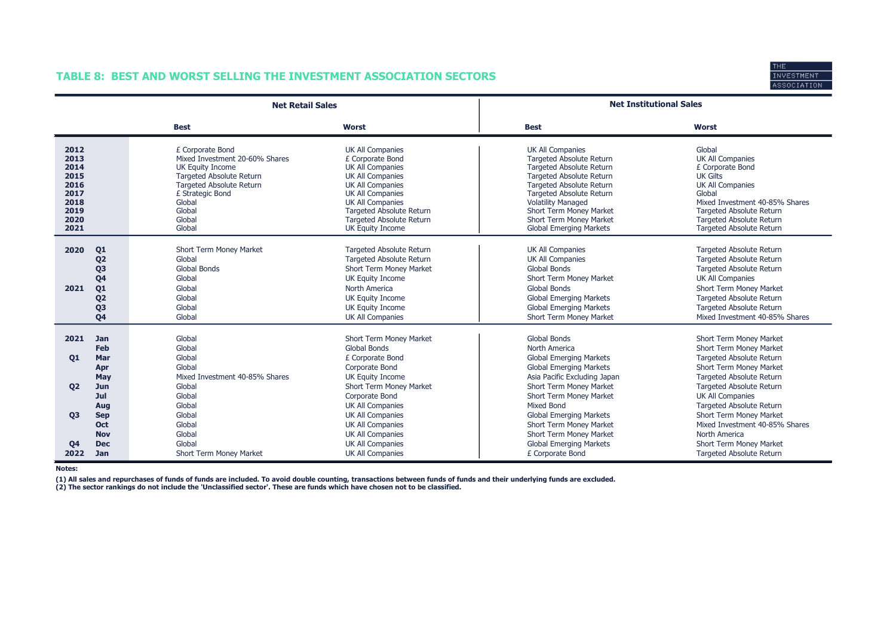## TABLE 8: BEST AND WORST SELLING THE INVESTMENT ASSOCIATION SECTORS

| | | Net Retail Sales | | Net Institutional Sales | |
|---|---|---|---|---|---|
| | | **Best** | **Worst** | **Best** | **Worst** |
| **2012** | | £ Corporate Bond | UK All Companies | UK All Companies | Global |
| **2013** | | Mixed Investment 20-60% Shares | £ Corporate Bond | Targeted Absolute Return | UK All Companies |
| **2014** | | UK Equity Income | UK All Companies | Targeted Absolute Return | £ Corporate Bond |
| **2015** | | Targeted Absolute Return | UK All Companies | Targeted Absolute Return | UK Gilts |
| **2016** | | Targeted Absolute Return | UK All Companies | Targeted Absolute Return | UK All Companies |
| **2017** | | £ Strategic Bond | UK All Companies | Targeted Absolute Return | Global |
| **2018** | | Global | UK All Companies | Volatility Managed | Mixed Investment 40-85% Shares |
| **2019** | | Global | Targeted Absolute Return | Short Term Money Market | Targeted Absolute Return |
| **2020** | | Global | Targeted Absolute Return | Short Term Money Market | Targeted Absolute Return |
| **2021** | | Global | UK Equity Income | Global Emerging Markets | Targeted Absolute Return |
| **2020** | **Q1** | Short Term Money Market | Targeted Absolute Return | UK All Companies | Targeted Absolute Return |
| | **Q2** | Global | Targeted Absolute Return | UK All Companies | Targeted Absolute Return |
| | **Q3** | Global Bonds | Short Term Money Market | Global Bonds | Targeted Absolute Return |
| | **Q4** | Global | UK Equity Income | Short Term Money Market | UK All Companies |
| **2021** | **Q1** | Global | North America | Global Bonds | Short Term Money Market |
| | **Q2** | Global | UK Equity Income | Global Emerging Markets | Targeted Absolute Return |
| | **Q3** | Global | UK Equity Income | Global Emerging Markets | Targeted Absolute Return |
| | **Q4** | Global | UK All Companies | Short Term Money Market | Mixed Investment 40-85% Shares |
| **2021** | **Jan** | Global | Short Term Money Market | Global Bonds | Short Term Money Market |
| | **Feb** | Global | Global Bonds | North America | Short Term Money Market |
| **Q1** | **Mar** | Global | £ Corporate Bond | Global Emerging Markets | Targeted Absolute Return |
| | **Apr** | Global | Corporate Bond | Global Emerging Markets | Short Term Money Market |
| | **May** | Mixed Investment 40-85% Shares | UK Equity Income | Asia Pacific Excluding Japan | Targeted Absolute Return |
| **Q2** | **Jun** | Global | Short Term Money Market | Short Term Money Market | Targeted Absolute Return |
| | **Jul** | Global | Corporate Bond | Short Term Money Market | UK All Companies |
| | **Aug** | Global | UK All Companies | Mixed Bond | Targeted Absolute Return |
| **Q3** | **Sep** | Global | UK All Companies | Global Emerging Markets | Short Term Money Market |
| | **Oct** | Global | UK All Companies | Short Term Money Market | Mixed Investment 40-85% Shares |
| | **Nov** | Global | UK All Companies | Short Term Money Market | North America |
| **Q4** | **Dec** | Global | UK All Companies | Global Emerging Markets | Short Term Money Market |
| **2022** | **Jan** | Short Term Money Market | UK All Companies | £ Corporate Bond | Targeted Absolute Return |

**Notes:**

**(1) All sales and repurchases of funds of funds are included. To avoid double counting, transactions between funds of funds and their underlying funds are excluded.**
**(2) The sector rankings do not include the 'Unclassified sector'. These are funds which have chosen not to be classified.**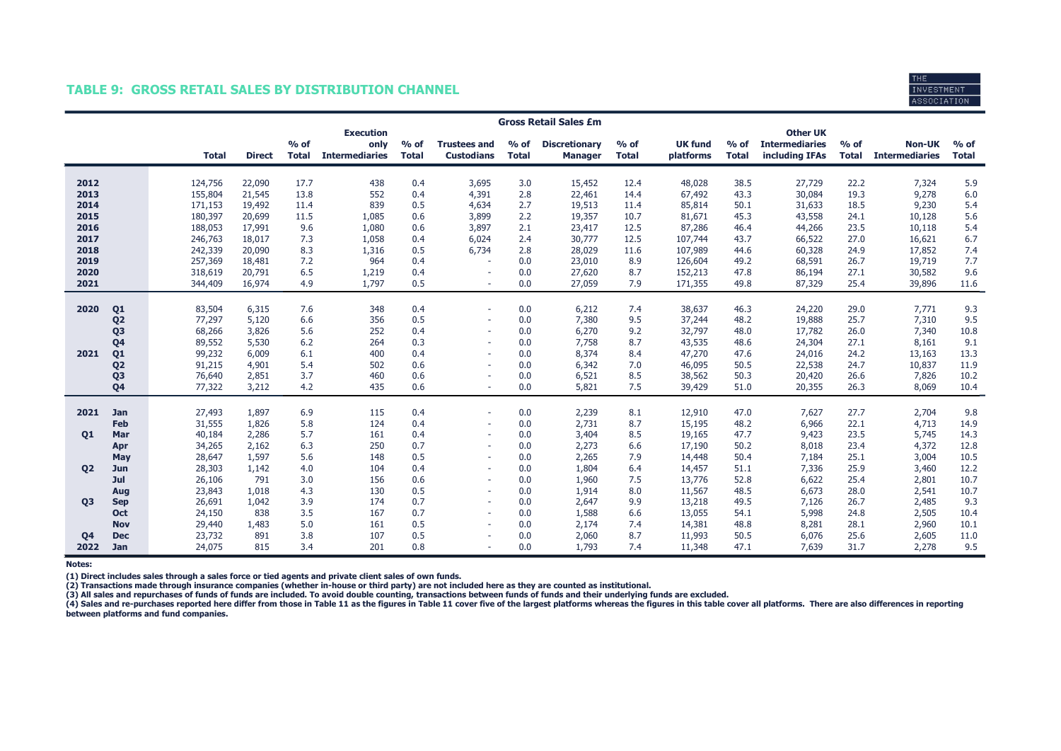## TABLE 9: GROSS RETAIL SALES BY DISTRIBUTION CHANNEL

| | | Gross Retail Sales £m | | | | | | | | | | | | | | | |
|---|---|---|---|---|---|---|---|---|---|---|---|---|---|---|---|---|---|
| | | Total | Direct | % of Total | Execution only Intermediaries | % of Total | Trustees and Custodians | % of Total | Discretionary Manager | % of Total | UK fund platforms | % of Total | Other UK Intermediaries including IFAs | % of Total | Non-UK Intermediaries | % of Total |
| 2012 | | 124,756 | 22,090 | 17.7 | 438 | 0.4 | 3,695 | 3.0 | 15,452 | 12.4 | 48,028 | 38.5 | 27,729 | 22.2 | 7,324 | 5.9 |
| 2013 | | 155,804 | 21,545 | 13.8 | 552 | 0.4 | 4,391 | 2.8 | 22,461 | 14.4 | 67,492 | 43.3 | 30,084 | 19.3 | 9,278 | 6.0 |
| 2014 | | 171,153 | 19,492 | 11.4 | 839 | 0.5 | 4,634 | 2.7 | 19,513 | 11.4 | 85,814 | 50.1 | 31,633 | 18.5 | 9,230 | 5.4 |
| 2015 | | 180,397 | 20,699 | 11.5 | 1,085 | 0.6 | 3,899 | 2.2 | 19,357 | 10.7 | 81,671 | 45.3 | 43,558 | 24.1 | 10,128 | 5.6 |
| 2016 | | 188,053 | 17,991 | 9.6 | 1,080 | 0.6 | 3,897 | 2.1 | 23,417 | 12.5 | 87,286 | 46.4 | 44,266 | 23.5 | 10,118 | 5.4 |
| 2017 | | 246,763 | 18,017 | 7.3 | 1,058 | 0.4 | 6,024 | 2.4 | 30,777 | 12.5 | 107,744 | 43.7 | 66,522 | 27.0 | 16,621 | 6.7 |
| 2018 | | 242,339 | 20,090 | 8.3 | 1,316 | 0.5 | 6,734 | 2.8 | 28,029 | 11.6 | 107,989 | 44.6 | 60,328 | 24.9 | 17,852 | 7.4 |
| 2019 | | 257,369 | 18,481 | 7.2 | 964 | 0.4 | - | 0.0 | 23,010 | 8.9 | 126,604 | 49.2 | 68,591 | 26.7 | 19,719 | 7.7 |
| 2020 | | 318,619 | 20,791 | 6.5 | 1,219 | 0.4 | - | 0.0 | 27,620 | 8.7 | 152,213 | 47.8 | 86,194 | 27.1 | 30,582 | 9.6 |
| 2021 | | 344,409 | 16,974 | 4.9 | 1,797 | 0.5 | - | 0.0 | 27,059 | 7.9 | 171,355 | 49.8 | 87,329 | 25.4 | 39,896 | 11.6 |
| 2020 | Q1 | 83,504 | 6,315 | 7.6 | 348 | 0.4 | - | 0.0 | 6,212 | 7.4 | 38,637 | 46.3 | 24,220 | 29.0 | 7,771 | 9.3 |
| | Q2 | 77,297 | 5,120 | 6.6 | 356 | 0.5 | - | 0.0 | 7,380 | 9.5 | 37,244 | 48.2 | 19,888 | 25.7 | 7,310 | 9.5 |
| | Q3 | 68,266 | 3,826 | 5.6 | 252 | 0.4 | - | 0.0 | 6,270 | 9.2 | 32,797 | 48.0 | 17,782 | 26.0 | 7,340 | 10.8 |
| | Q4 | 89,552 | 5,530 | 6.2 | 264 | 0.3 | - | 0.0 | 7,758 | 8.7 | 43,535 | 48.6 | 24,304 | 27.1 | 8,161 | 9.1 |
| 2021 | Q1 | 99,232 | 6,009 | 6.1 | 400 | 0.4 | - | 0.0 | 8,374 | 8.4 | 47,270 | 47.6 | 24,016 | 24.2 | 13,163 | 13.3 |
| | Q2 | 91,215 | 4,901 | 5.4 | 502 | 0.6 | - | 0.0 | 6,342 | 7.0 | 46,095 | 50.5 | 22,538 | 24.7 | 10,837 | 11.9 |
| | Q3 | 76,640 | 2,851 | 3.7 | 460 | 0.6 | - | 0.0 | 6,521 | 8.5 | 38,562 | 50.3 | 20,420 | 26.6 | 7,826 | 10.2 |
| | Q4 | 77,322 | 3,212 | 4.2 | 435 | 0.6 | - | 0.0 | 5,821 | 7.5 | 39,429 | 51.0 | 20,355 | 26.3 | 8,069 | 10.4 |
| 2021 | Jan | 27,493 | 1,897 | 6.9 | 115 | 0.4 | - | 0.0 | 2,239 | 8.1 | 12,910 | 47.0 | 7,627 | 27.7 | 2,704 | 9.8 |
| | Feb | 31,555 | 1,826 | 5.8 | 124 | 0.4 | - | 0.0 | 2,731 | 8.7 | 15,195 | 48.2 | 6,966 | 22.1 | 4,713 | 14.9 |
| Q1 | Mar | 40,184 | 2,286 | 5.7 | 161 | 0.4 | - | 0.0 | 3,404 | 8.5 | 19,165 | 47.7 | 9,423 | 23.5 | 5,745 | 14.3 |
| | Apr | 34,265 | 2,162 | 6.3 | 250 | 0.7 | - | 0.0 | 2,273 | 6.6 | 17,190 | 50.2 | 8,018 | 23.4 | 4,372 | 12.8 |
| | May | 28,647 | 1,597 | 5.6 | 148 | 0.5 | - | 0.0 | 2,265 | 7.9 | 14,448 | 50.4 | 7,184 | 25.1 | 3,004 | 10.5 |
| Q2 | Jun | 28,303 | 1,142 | 4.0 | 104 | 0.4 | - | 0.0 | 1,804 | 6.4 | 14,457 | 51.1 | 7,336 | 25.9 | 3,460 | 12.2 |
| | Jul | 26,106 | 791 | 3.0 | 156 | 0.6 | - | 0.0 | 1,960 | 7.5 | 13,776 | 52.8 | 6,622 | 25.4 | 2,801 | 10.7 |
| | Aug | 23,843 | 1,018 | 4.3 | 130 | 0.5 | - | 0.0 | 1,914 | 8.0 | 11,567 | 48.5 | 6,673 | 28.0 | 2,541 | 10.7 |
| Q3 | Sep | 26,691 | 1,042 | 3.9 | 174 | 0.7 | - | 0.0 | 2,647 | 9.9 | 13,218 | 49.5 | 7,126 | 26.7 | 2,485 | 9.3 |
| | Oct | 24,150 | 838 | 3.5 | 167 | 0.7 | - | 0.0 | 1,588 | 6.6 | 13,055 | 54.1 | 5,998 | 24.8 | 2,505 | 10.4 |
| | Nov | 29,440 | 1,483 | 5.0 | 161 | 0.5 | - | 0.0 | 2,174 | 7.4 | 14,381 | 48.8 | 8,281 | 28.1 | 2,960 | 10.1 |
| Q4 | Dec | 23,732 | 891 | 3.8 | 107 | 0.5 | - | 0.0 | 2,060 | 8.7 | 11,993 | 50.5 | 6,076 | 25.6 | 2,605 | 11.0 |
| 2022 | Jan | 24,075 | 815 | 3.4 | 201 | 0.8 | - | 0.0 | 1,793 | 7.4 | 11,348 | 47.1 | 7,639 | 31.7 | 2,278 | 9.5 |

**Notes:**

**(1) Direct includes sales through a sales force or tied agents and private client sales of own funds.**
**(2) Transactions made through insurance companies (whether in-house or third party) are not included here as they are counted as institutional.**
**(3) All sales and repurchases of funds of funds are included. To avoid double counting, transactions between funds of funds and their underlying funds are excluded.**
**(4) Sales and re-purchases reported here differ from those in Table 11 as the figures in Table 11 cover five of the largest platforms whereas the figures in this table cover all platforms. There are also differences in reporting between platforms and fund companies.**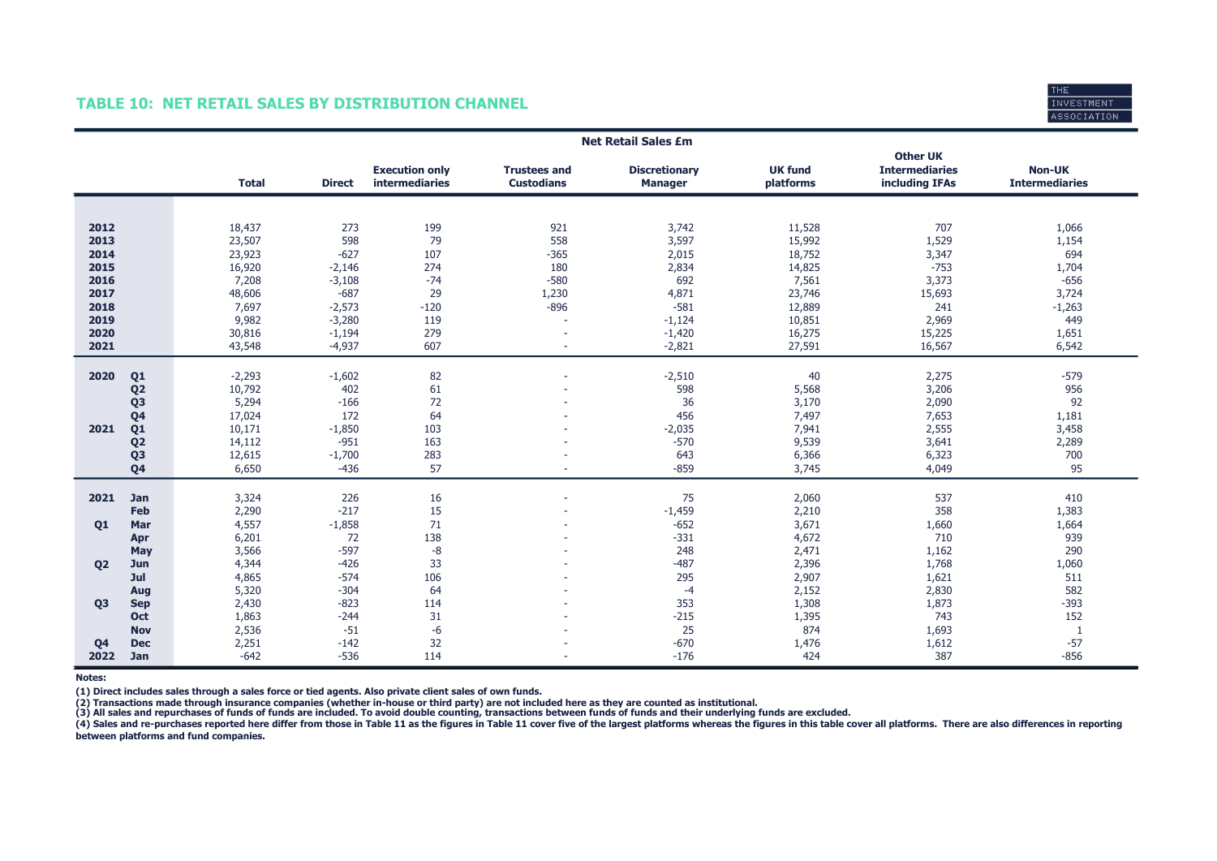## TABLE 10: NET RETAIL SALES BY DISTRIBUTION CHANNEL

| | | Net Retail Sales £m | | | | | | | |
|---|---|---|---|---|---|---|---|---|---|
| | | Total | Direct | Execution only intermediaries | Trustees and Custodians | Discretionary Manager | UK fund platforms | Other UK Intermediaries including IFAs | Non-UK Intermediaries |
| **2012** | | 18,437 | 273 | 199 | 921 | 3,742 | 11,528 | 707 | 1,066 |
| **2013** | | 23,507 | 598 | 79 | 558 | 3,597 | 15,992 | 1,529 | 1,154 |
| **2014** | | 23,923 | -627 | 107 | -365 | 2,015 | 18,752 | 3,347 | 694 |
| **2015** | | 16,920 | -2,146 | 274 | 180 | 2,834 | 14,825 | -753 | 1,704 |
| **2016** | | 7,208 | -3,108 | -74 | -580 | 692 | 7,561 | 3,373 | -656 |
| **2017** | | 48,606 | -687 | 29 | 1,230 | 4,871 | 23,746 | 15,693 | 3,724 |
| **2018** | | 7,697 | -2,573 | -120 | -896 | -581 | 12,889 | 241 | -1,263 |
| **2019** | | 9,982 | -3,280 | 119 | - | -1,124 | 10,851 | 2,969 | 449 |
| **2020** | | 30,816 | -1,194 | 279 | - | -1,420 | 16,275 | 15,225 | 1,651 |
| **2021** | | 43,548 | -4,937 | 607 | - | -2,821 | 27,591 | 16,567 | 6,542 |
| **2020** | **Q1** | -2,293 | -1,602 | 82 | - | -2,510 | 40 | 2,275 | -579 |
| | **Q2** | 10,792 | 402 | 61 | - | 598 | 5,568 | 3,206 | 956 |
| | **Q3** | 5,294 | -166 | 72 | - | 36 | 3,170 | 2,090 | 92 |
| | **Q4** | 17,024 | 172 | 64 | - | 456 | 7,497 | 7,653 | 1,181 |
| **2021** | **Q1** | 10,171 | -1,850 | 103 | - | -2,035 | 7,941 | 2,555 | 3,458 |
| | **Q2** | 14,112 | -951 | 163 | - | -570 | 9,539 | 3,641 | 2,289 |
| | **Q3** | 12,615 | -1,700 | 283 | - | 643 | 6,366 | 6,323 | 700 |
| | **Q4** | 6,650 | -436 | 57 | - | -859 | 3,745 | 4,049 | 95 |
| **2021** | **Jan** | 3,324 | 226 | 16 | - | 75 | 2,060 | 537 | 410 |
| | **Feb** | 2,290 | -217 | 15 | - | -1,459 | 2,210 | 358 | 1,383 |
| **Q1** | **Mar** | 4,557 | -1,858 | 71 | - | -652 | 3,671 | 1,660 | 1,664 |
| | **Apr** | 6,201 | 72 | 138 | - | -331 | 4,672 | 710 | 939 |
| | **May** | 3,566 | -597 | -8 | - | 248 | 2,471 | 1,162 | 290 |
| **Q2** | **Jun** | 4,344 | -426 | 33 | - | -487 | 2,396 | 1,768 | 1,060 |
| | **Jul** | 4,865 | -574 | 106 | - | 295 | 2,907 | 1,621 | 511 |
| | **Aug** | 5,320 | -304 | 64 | - | -4 | 2,152 | 2,830 | 582 |
| **Q3** | **Sep** | 2,430 | -823 | 114 | - | 353 | 1,308 | 1,873 | -393 |
| | **Oct** | 1,863 | -244 | 31 | - | -215 | 1,395 | 743 | 152 |
| | **Nov** | 2,536 | -51 | -6 | - | 25 | 874 | 1,693 | 1 |
| **Q4** | **Dec** | 2,251 | -142 | 32 | - | -670 | 1,476 | 1,612 | -57 |
| **2022** | **Jan** | -642 | -536 | 114 | - | -176 | 424 | 387 | -856 |

**Notes:**

**(1) Direct includes sales through a sales force or tied agents. Also private client sales of own funds.**

**(2) Transactions made through insurance companies (whether in-house or third party) are not included here as they are counted as institutional.**

**(3) All sales and repurchases of funds of funds are included. To avoid double counting, transactions between funds of funds and their underlying funds are excluded.**

**(4) Sales and re-purchases reported here differ from those in Table 11 as the figures in Table 11 cover five of the largest platforms whereas the figures in this table cover all platforms. There are also differences in reporting between platforms and fund companies.**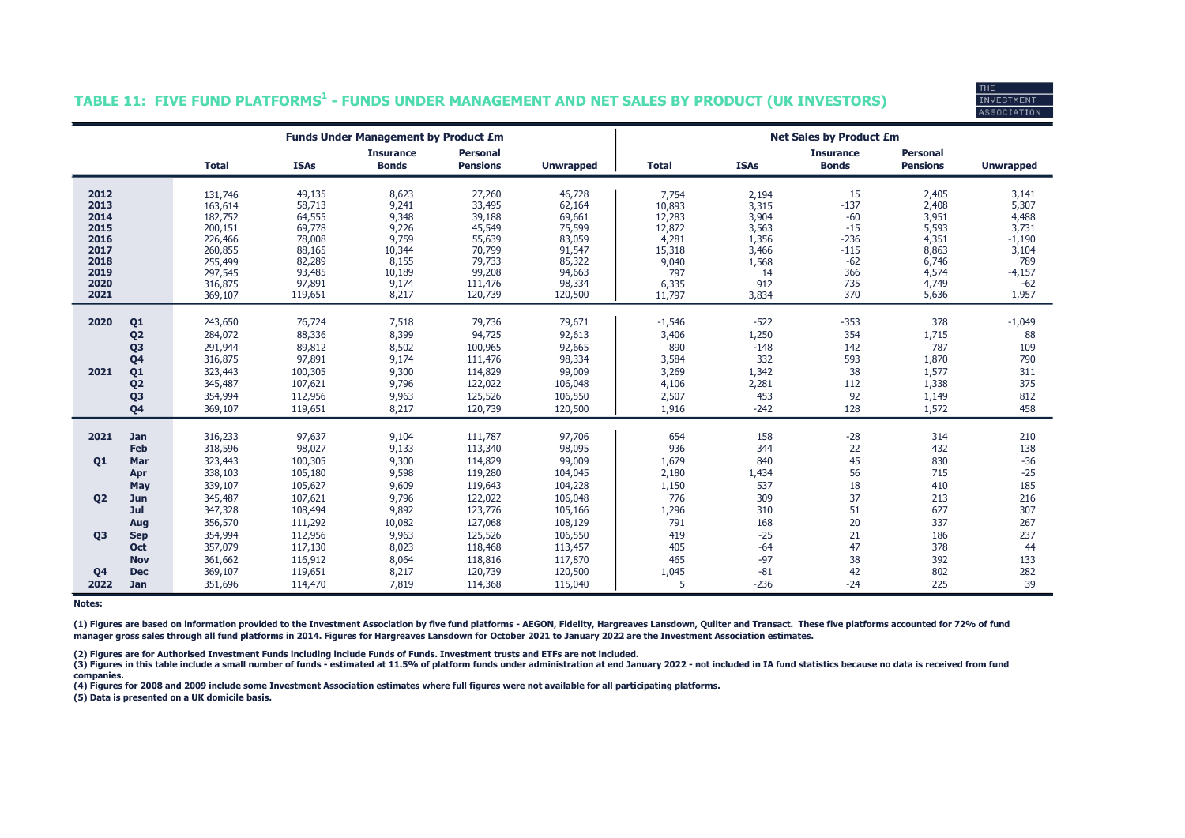## TABLE 11: FIVE FUND PLATFORMS[1] - FUNDS UNDER MANAGEMENT AND NET SALES BY PRODUCT (UK INVESTORS)

| | | Funds Under Management by Product £m | | | | | Net Sales by Product £m | | | | |
|---|---|---|---|---|---|---|---|---|---|---|---|
| | | Total | ISAs | Insurance Bonds | Personal Pensions | Unwrapped | Total | ISAs | Insurance Bonds | Personal Pensions | Unwrapped |
| 2012 | | 131,746 | 49,135 | 8,623 | 27,260 | 46,728 | 7,754 | 2,194 | 15 | 2,405 | 3,141 |
| 2013 | | 163,614 | 58,713 | 9,241 | 33,495 | 62,164 | 10,893 | 3,315 | -137 | 2,408 | 5,307 |
| 2014 | | 182,752 | 64,555 | 9,348 | 39,188 | 69,661 | 12,283 | 3,904 | -60 | 3,951 | 4,488 |
| 2015 | | 200,151 | 69,778 | 9,226 | 45,549 | 75,599 | 12,872 | 3,563 | -15 | 5,593 | 3,731 |
| 2016 | | 226,466 | 78,008 | 9,759 | 55,639 | 83,059 | 4,281 | 1,356 | -236 | 4,351 | -1,190 |
| 2017 | | 260,855 | 88,165 | 10,344 | 70,799 | 91,547 | 15,318 | 3,466 | -115 | 8,863 | 3,104 |
| 2018 | | 255,499 | 82,289 | 8,155 | 79,733 | 85,322 | 9,040 | 1,568 | -62 | 6,746 | 789 |
| 2019 | | 297,545 | 93,485 | 10,189 | 99,208 | 94,663 | 797 | 14 | 366 | 4,574 | -4,157 |
| 2020 | | 316,875 | 97,891 | 9,174 | 111,476 | 98,334 | 6,335 | 912 | 735 | 4,749 | -62 |
| 2021 | | 369,107 | 119,651 | 8,217 | 120,739 | 120,500 | 11,797 | 3,834 | 370 | 5,636 | 1,957 |
| 2020 | Q1 | 243,650 | 76,724 | 7,518 | 79,736 | 79,671 | -1,546 | -522 | -353 | 378 | -1,049 |
| | Q2 | 284,072 | 88,336 | 8,399 | 94,725 | 92,613 | 3,406 | 1,250 | 354 | 1,715 | 88 |
| | Q3 | 291,944 | 89,812 | 8,502 | 100,965 | 92,665 | 890 | -148 | 142 | 787 | 109 |
| | Q4 | 316,875 | 97,891 | 9,174 | 111,476 | 98,334 | 3,584 | 332 | 593 | 1,870 | 790 |
| 2021 | Q1 | 323,443 | 100,305 | 9,300 | 114,829 | 99,009 | 3,269 | 1,342 | 38 | 1,577 | 311 |
| | Q2 | 345,487 | 107,621 | 9,796 | 122,022 | 106,048 | 4,106 | 2,281 | 112 | 1,338 | 375 |
| | Q3 | 354,994 | 112,956 | 9,963 | 125,526 | 106,550 | 2,507 | 453 | 92 | 1,149 | 812 |
| | Q4 | 369,107 | 119,651 | 8,217 | 120,739 | 120,500 | 1,916 | -242 | 128 | 1,572 | 458 |
| 2021 | Jan | 316,233 | 97,637 | 9,104 | 111,787 | 97,706 | 654 | 158 | -28 | 314 | 210 |
| | Feb | 318,596 | 98,027 | 9,133 | 113,340 | 98,095 | 936 | 344 | 22 | 432 | 138 |
| Q1 | Mar | 323,443 | 100,305 | 9,300 | 114,829 | 99,009 | 1,679 | 840 | 45 | 830 | -36 |
| | Apr | 338,103 | 105,180 | 9,598 | 119,280 | 104,045 | 2,180 | 1,434 | 56 | 715 | -25 |
| | May | 339,107 | 105,627 | 9,609 | 119,643 | 104,228 | 1,150 | 537 | 18 | 410 | 185 |
| Q2 | Jun | 345,487 | 107,621 | 9,796 | 122,022 | 106,048 | 776 | 309 | 37 | 213 | 216 |
| | Jul | 347,328 | 108,494 | 9,892 | 123,776 | 105,166 | 1,296 | 310 | 51 | 627 | 307 |
| | Aug | 356,570 | 111,292 | 10,082 | 127,068 | 108,129 | 791 | 168 | 20 | 337 | 267 |
| Q3 | Sep | 354,994 | 112,956 | 9,963 | 125,526 | 106,550 | 419 | -25 | 21 | 186 | 237 |
| | Oct | 357,079 | 117,130 | 8,023 | 118,468 | 113,457 | 405 | -64 | 47 | 378 | 44 |
| | Nov | 361,662 | 116,912 | 8,064 | 118,816 | 117,870 | 465 | -97 | 38 | 392 | 133 |
| Q4 | Dec | 369,107 | 119,651 | 8,217 | 120,739 | 120,500 | 1,045 | -81 | 42 | 802 | 282 |
| 2022 | Jan | 351,696 | 114,470 | 7,819 | 114,368 | 115,040 | 5 | -236 | -24 | 225 | 39 |

**Notes:**

**(1) Figures are based on information provided to the Investment Association by five fund platforms - AEGON, Fidelity, Hargreaves Lansdown, Quilter and Transact. These five platforms accounted for 72% of fund manager gross sales through all fund platforms in 2014. Figures for Hargreaves Lansdown for October 2021 to January 2022 are the Investment Association estimates.**

**(2) Figures are for Authorised Investment Funds including include Funds of Funds. Investment trusts and ETFs are not included.**

**(3) Figures in this table include a small number of funds - estimated at 11.5% of platform funds under administration at end January 2022 - not included in IA fund statistics because no data is received from fund companies.**

**(4) Figures for 2008 and 2009 include some Investment Association estimates where full figures were not available for all participating platforms.**

**(5) Data is presented on a UK domicile basis.**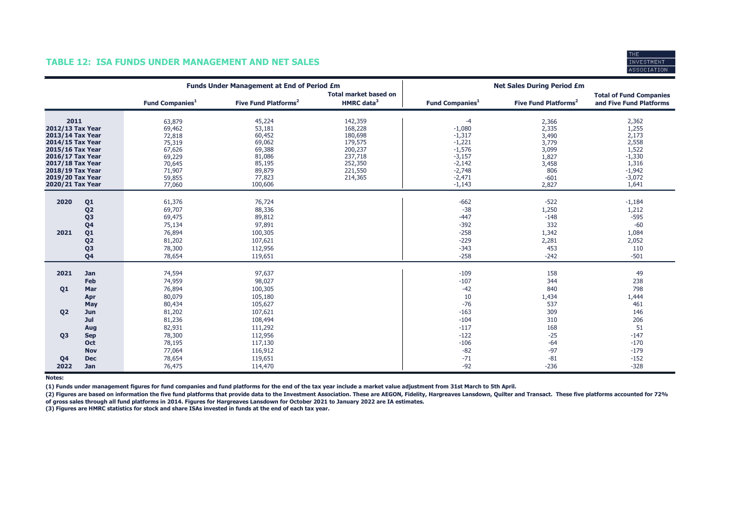## TABLE 12: ISA FUNDS UNDER MANAGEMENT AND NET SALES

| | | Funds Under Management at End of Period £m | | | Net Sales During Period £m | | |
|---|---|---|---|---|---|---|---|
| | | Fund Companies[1] | Five Fund Platforms[2] | Total market based on HMRC data[3] | Fund Companies[1] | Five Fund Platforms[2] | Total of Fund Companies and Five Fund Platforms |
| **2011** | | 63,879 | 45,224 | 142,359 | -4 | 2,366 | 2,362 |
| **2012/13 Tax Year** | | 69,462 | 53,181 | 168,228 | -1,080 | 2,335 | 1,255 |
| **2013/14 Tax Year** | | 72,818 | 60,452 | 180,698 | -1,317 | 3,490 | 2,173 |
| **2014/15 Tax Year** | | 75,319 | 69,062 | 179,575 | -1,221 | 3,779 | 2,558 |
| **2015/16 Tax Year** | | 67,626 | 69,388 | 200,237 | -1,576 | 3,099 | 1,522 |
| **2016/17 Tax Year** | | 69,229 | 81,086 | 237,718 | -3,157 | 1,827 | -1,330 |
| **2017/18 Tax Year** | | 70,645 | 85,195 | 252,350 | -2,142 | 3,458 | 1,316 |
| **2018/19 Tax Year** | | 71,907 | 89,879 | 221,550 | -2,748 | 806 | -1,942 |
| **2019/20 Tax Year** | | 59,855 | 77,823 | 214,365 | -2,471 | -601 | -3,072 |
| **2020/21 Tax Year** | | 77,060 | 100,606 | | -1,143 | 2,827 | 1,641 |
| **2020** | **Q1** | 61,376 | 76,724 | | -662 | -522 | -1,184 |
| | **Q2** | 69,707 | 88,336 | | -38 | 1,250 | 1,212 |
| | **Q3** | 69,475 | 89,812 | | -447 | -148 | -595 |
| | **Q4** | 75,134 | 97,891 | | -392 | 332 | -60 |
| **2021** | **Q1** | 76,894 | 100,305 | | -258 | 1,342 | 1,084 |
| | **Q2** | 81,202 | 107,621 | | -229 | 2,281 | 2,052 |
| | **Q3** | 78,300 | 112,956 | | -343 | 453 | 110 |
| | **Q4** | 78,654 | 119,651 | | -258 | -242 | -501 |
| **2021** | **Jan** | 74,594 | 97,637 | | -109 | 158 | 49 |
| | **Feb** | 74,959 | 98,027 | | -107 | 344 | 238 |
| **Q1** | **Mar** | 76,894 | 100,305 | | -42 | 840 | 798 |
| | **Apr** | 80,079 | 105,180 | | 10 | 1,434 | 1,444 |
| | **May** | 80,434 | 105,627 | | -76 | 537 | 461 |
| **Q2** | **Jun** | 81,202 | 107,621 | | -163 | 309 | 146 |
| | **Jul** | 81,236 | 108,494 | | -104 | 310 | 206 |
| | **Aug** | 82,931 | 111,292 | | -117 | 168 | 51 |
| **Q3** | **Sep** | 78,300 | 112,956 | | -122 | -25 | -147 |
| | **Oct** | 78,195 | 117,130 | | -106 | -64 | -170 |
| | **Nov** | 77,064 | 116,912 | | -82 | -97 | -179 |
| **Q4** | **Dec** | 78,654 | 119,651 | | -71 | -81 | -152 |
| **2022** | **Jan** | 76,475 | 114,470 | | -92 | -236 | -328 |

**Notes:**

**(1) Funds under management figures for fund companies and fund platforms for the end of the tax year include a market value adjustment from 31st March to 5th April.**

**(2) Figures are based on information the five fund platforms that provide data to the Investment Association. These are AEGON, Fidelity, Hargreaves Lansdown, Quilter and Transact. These five platforms accounted for 72% of gross sales through all fund platforms in 2014. Figures for Hargreaves Lansdown for October 2021 to January 2022 are IA estimates.**

**(3) Figures are HMRC statistics for stock and share ISAs invested in funds at the end of each tax year.**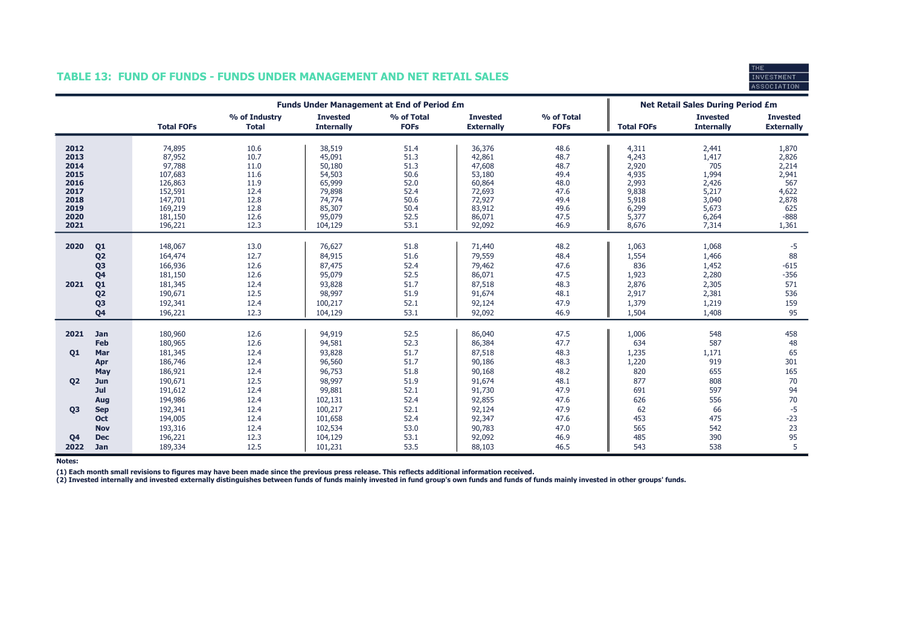## TABLE 13: FUND OF FUNDS - FUNDS UNDER MANAGEMENT AND NET RETAIL SALES

| | | Funds Under Management at End of Period £m | | | | | | Net Retail Sales During Period £m | | |
|---|---|---|---|---|---|---|---|---|---|---|
| | | **Total FOFs** | **% of Industry Total** | **Invested Internally** | **% of Total FOFs** | **Invested Externally** | **% of Total FOFs** | **Total FOFs** | **Invested Internally** | **Invested Externally** |
| **2012** | | 74,895 | 10.6 | 38,519 | 51.4 | 36,376 | 48.6 | 4,311 | 2,441 | 1,870 |
| **2013** | | 87,952 | 10.7 | 45,091 | 51.3 | 42,861 | 48.7 | 4,243 | 1,417 | 2,826 |
| **2014** | | 97,788 | 11.0 | 50,180 | 51.3 | 47,608 | 48.7 | 2,920 | 705 | 2,214 |
| **2015** | | 107,683 | 11.6 | 54,503 | 50.6 | 53,180 | 49.4 | 4,935 | 1,994 | 2,941 |
| **2016** | | 126,863 | 11.9 | 65,999 | 52.0 | 60,864 | 48.0 | 2,993 | 2,426 | 567 |
| **2017** | | 152,591 | 12.4 | 79,898 | 52.4 | 72,693 | 47.6 | 9,838 | 5,217 | 4,622 |
| **2018** | | 147,701 | 12.8 | 74,774 | 50.6 | 72,927 | 49.4 | 5,918 | 3,040 | 2,878 |
| **2019** | | 169,219 | 12.8 | 85,307 | 50.4 | 83,912 | 49.6 | 6,299 | 5,673 | 625 |
| **2020** | | 181,150 | 12.6 | 95,079 | 52.5 | 86,071 | 47.5 | 5,377 | 6,264 | -888 |
| **2021** | | 196,221 | 12.3 | 104,129 | 53.1 | 92,092 | 46.9 | 8,676 | 7,314 | 1,361 |
| **2020** | **Q1** | 148,067 | 13.0 | 76,627 | 51.8 | 71,440 | 48.2 | 1,063 | 1,068 | -5 |
| | **Q2** | 164,474 | 12.7 | 84,915 | 51.6 | 79,559 | 48.4 | 1,554 | 1,466 | 88 |
| | **Q3** | 166,936 | 12.6 | 87,475 | 52.4 | 79,462 | 47.6 | 836 | 1,452 | -615 |
| | **Q4** | 181,150 | 12.6 | 95,079 | 52.5 | 86,071 | 47.5 | 1,923 | 2,280 | -356 |
| **2021** | **Q1** | 181,345 | 12.4 | 93,828 | 51.7 | 87,518 | 48.3 | 2,876 | 2,305 | 571 |
| | **Q2** | 190,671 | 12.5 | 98,997 | 51.9 | 91,674 | 48.1 | 2,917 | 2,381 | 536 |
| | **Q3** | 192,341 | 12.4 | 100,217 | 52.1 | 92,124 | 47.9 | 1,379 | 1,219 | 159 |
| | **Q4** | 196,221 | 12.3 | 104,129 | 53.1 | 92,092 | 46.9 | 1,504 | 1,408 | 95 |
| **2021** | **Jan** | 180,960 | 12.6 | 94,919 | 52.5 | 86,040 | 47.5 | 1,006 | 548 | 458 |
| | **Feb** | 180,965 | 12.6 | 94,581 | 52.3 | 86,384 | 47.7 | 634 | 587 | 48 |
| **Q1** | **Mar** | 181,345 | 12.4 | 93,828 | 51.7 | 87,518 | 48.3 | 1,235 | 1,171 | 65 |
| | **Apr** | 186,746 | 12.4 | 96,560 | 51.7 | 90,186 | 48.3 | 1,220 | 919 | 301 |
| | **May** | 186,921 | 12.4 | 96,753 | 51.8 | 90,168 | 48.2 | 820 | 655 | 165 |
| **Q2** | **Jun** | 190,671 | 12.5 | 98,997 | 51.9 | 91,674 | 48.1 | 877 | 808 | 70 |
| | **Jul** | 191,612 | 12.4 | 99,881 | 52.1 | 91,730 | 47.9 | 691 | 597 | 94 |
| | **Aug** | 194,986 | 12.4 | 102,131 | 52.4 | 92,855 | 47.6 | 626 | 556 | 70 |
| **Q3** | **Sep** | 192,341 | 12.4 | 100,217 | 52.1 | 92,124 | 47.9 | 62 | 66 | -5 |
| | **Oct** | 194,005 | 12.4 | 101,658 | 52.4 | 92,347 | 47.6 | 453 | 475 | -23 |
| | **Nov** | 193,316 | 12.4 | 102,534 | 53.0 | 90,783 | 47.0 | 565 | 542 | 23 |
| **Q4** | **Dec** | 196,221 | 12.3 | 104,129 | 53.1 | 92,092 | 46.9 | 485 | 390 | 95 |
| **2022** | **Jan** | 189,334 | 12.5 | 101,231 | 53.5 | 88,103 | 46.5 | 543 | 538 | 5 |

**Notes:**

**(1) Each month small revisions to figures may have been made since the previous press release. This reflects additional information received.**

**(2) Invested internally and invested externally distinguishes between funds of funds mainly invested in fund group's own funds and funds of funds mainly invested in other groups' funds.**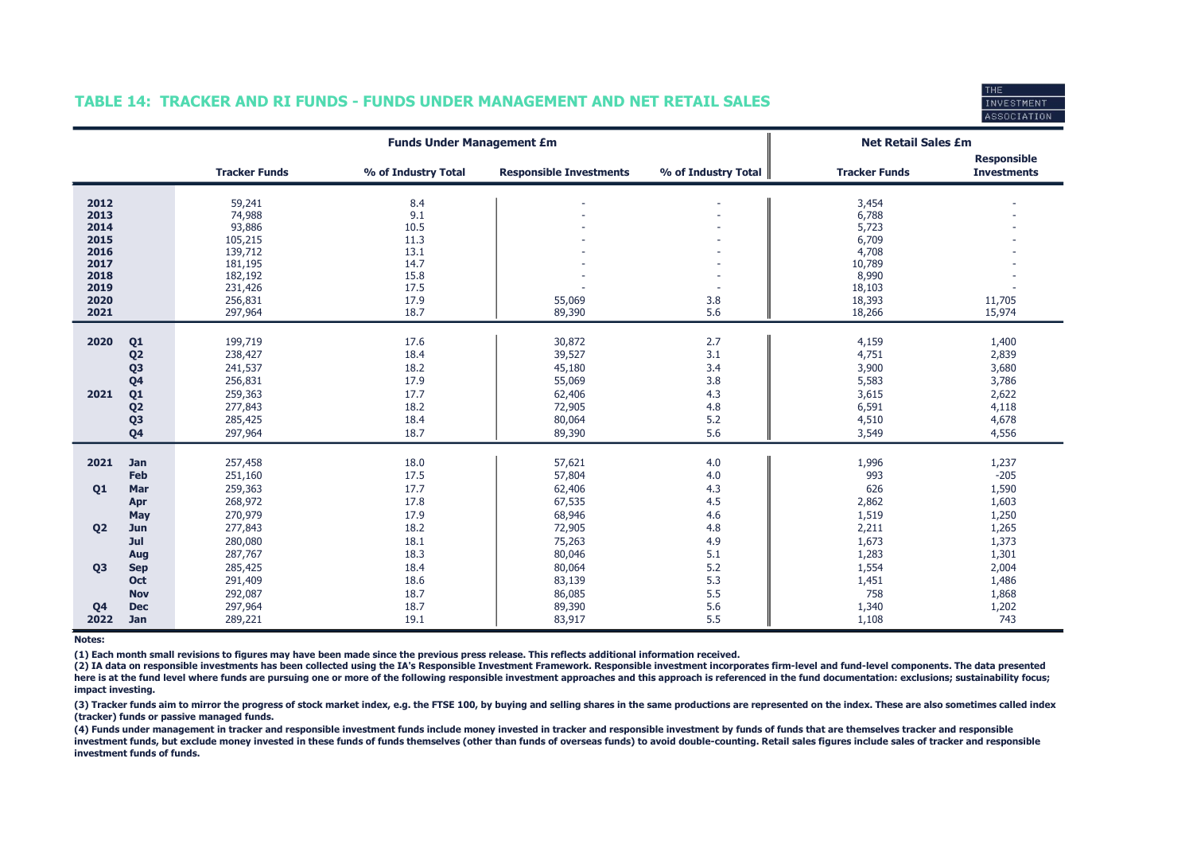## TABLE 14: TRACKER AND RI FUNDS - FUNDS UNDER MANAGEMENT AND NET RETAIL SALES

THE INVESTMENT ASSOCIATION

| | | Funds Under Management £m | | | | Net Retail Sales £m | |
|---|---|---|---|---|---|---|---|
| | | Tracker Funds | % of Industry Total | Responsible Investments | % of Industry Total | Tracker Funds | Responsible Investments |
| 2012 | | 59,241 | 8.4 | - | - | 3,454 | - |
| 2013 | | 74,988 | 9.1 | - | - | 6,788 | - |
| 2014 | | 93,886 | 10.5 | - | - | 5,723 | - |
| 2015 | | 105,215 | 11.3 | - | - | 6,709 | - |
| 2016 | | 139,712 | 13.1 | - | - | 4,708 | - |
| 2017 | | 181,195 | 14.7 | - | - | 10,789 | - |
| 2018 | | 182,192 | 15.8 | - | - | 8,990 | - |
| 2019 | | 231,426 | 17.5 | - | - | 18,103 | - |
| 2020 | | 256,831 | 17.9 | 55,069 | 3.8 | 18,393 | 11,705 |
| 2021 | | 297,964 | 18.7 | 89,390 | 5.6 | 18,266 | 15,974 |
| 2020 | Q1 | 199,719 | 17.6 | 30,872 | 2.7 | 4,159 | 1,400 |
| | Q2 | 238,427 | 18.4 | 39,527 | 3.1 | 4,751 | 2,839 |
| | Q3 | 241,537 | 18.2 | 45,180 | 3.4 | 3,900 | 3,680 |
| | Q4 | 256,831 | 17.9 | 55,069 | 3.8 | 5,583 | 3,786 |
| 2021 | Q1 | 259,363 | 17.7 | 62,406 | 4.3 | 3,615 | 2,622 |
| | Q2 | 277,843 | 18.2 | 72,905 | 4.8 | 6,591 | 4,118 |
| | Q3 | 285,425 | 18.4 | 80,064 | 5.2 | 4,510 | 4,678 |
| | Q4 | 297,964 | 18.7 | 89,390 | 5.6 | 3,549 | 4,556 |
| 2021 | Jan | 257,458 | 18.0 | 57,621 | 4.0 | 1,996 | 1,237 |
| | Feb | 251,160 | 17.5 | 57,804 | 4.0 | 993 | -205 |
| Q1 | Mar | 259,363 | 17.7 | 62,406 | 4.3 | 626 | 1,590 |
| | Apr | 268,972 | 17.8 | 67,535 | 4.5 | 2,862 | 1,603 |
| | May | 270,979 | 17.9 | 68,946 | 4.6 | 1,519 | 1,250 |
| Q2 | Jun | 277,843 | 18.2 | 72,905 | 4.8 | 2,211 | 1,265 |
| | Jul | 280,080 | 18.1 | 75,263 | 4.9 | 1,673 | 1,373 |
| | Aug | 287,767 | 18.3 | 80,046 | 5.1 | 1,283 | 1,301 |
| Q3 | Sep | 285,425 | 18.4 | 80,064 | 5.2 | 1,554 | 2,004 |
| | Oct | 291,409 | 18.6 | 83,139 | 5.3 | 1,451 | 1,486 |
| | Nov | 292,087 | 18.7 | 86,085 | 5.5 | 758 | 1,868 |
| Q4 | Dec | 297,964 | 18.7 | 89,390 | 5.6 | 1,340 | 1,202 |
| 2022 | Jan | 289,221 | 19.1 | 83,917 | 5.5 | 1,108 | 743 |

**Notes:**

**(1) Each month small revisions to figures may have been made since the previous press release. This reflects additional information received.**

**(2) IA data on responsible investments has been collected using the IA's Responsible Investment Framework. Responsible investment incorporates firm-level and fund-level components. The data presented here is at the fund level where funds are pursuing one or more of the following responsible investment approaches and this approach is referenced in the fund documentation: exclusions; sustainability focus; impact investing.**

**(3) Tracker funds aim to mirror the progress of stock market index, e.g. the FTSE 100, by buying and selling shares in the same productions are represented on the index. These are also sometimes called index (tracker) funds or passive managed funds.**

**(4) Funds under management in tracker and responsible investment funds include money invested in tracker and responsible investment by funds of funds that are themselves tracker and responsible investment funds, but exclude money invested in these funds of funds themselves (other than funds of overseas funds) to avoid double-counting. Retail sales figures include sales of tracker and responsible investment funds of funds.**